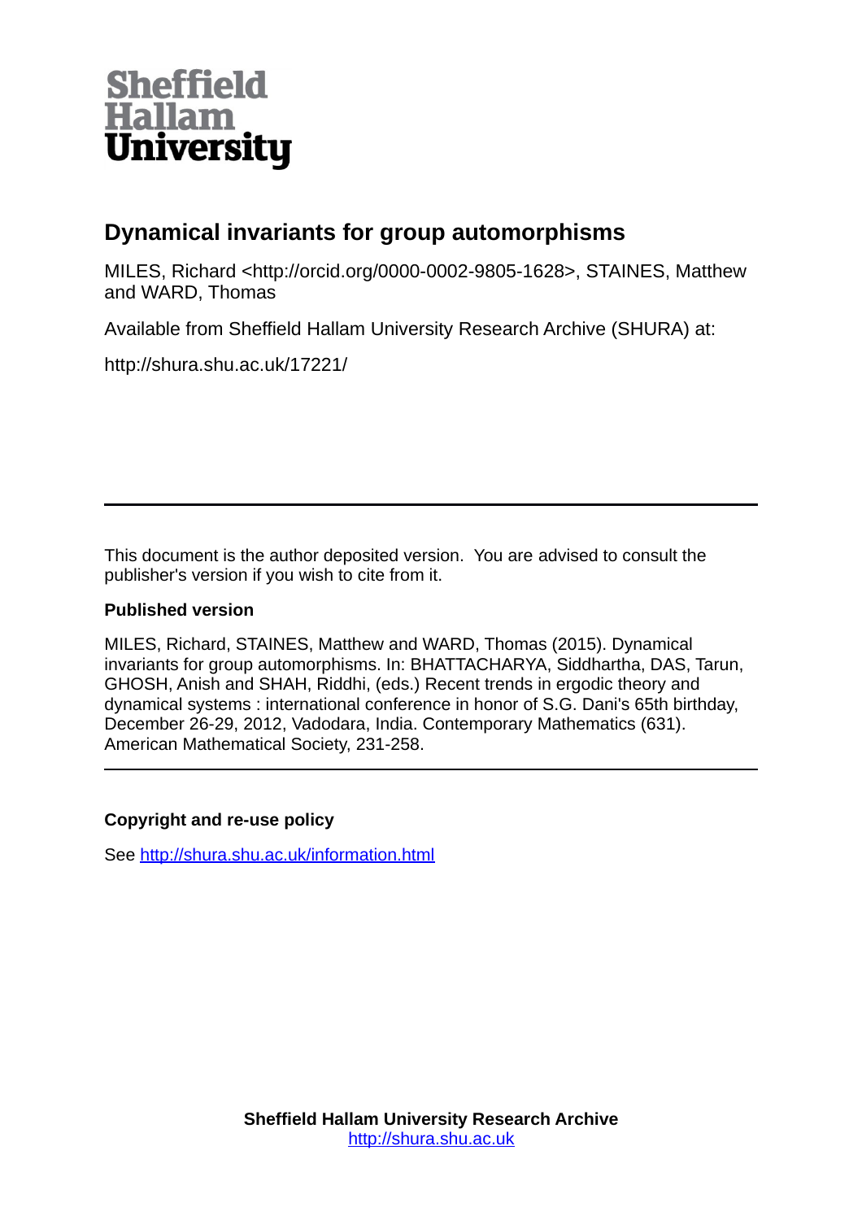Sheffield Hallam University

# Dynamical invariants for group automorphisms

MILES, Richard <http://orcid.org/0000-0002-9805-1628>, STAINES, Matthew and WARD, Thomas

Available from Sheffield Hallam University Research Archive (SHURA) at:

http://shura.shu.ac.uk/17221/

---

This document is the author deposited version. You are advised to consult the publisher's version if you wish to cite from it.

**Published version**

MILES, Richard, STAINES, Matthew and WARD, Thomas (2015). Dynamical invariants for group automorphisms. In: BHATTACHARYA, Siddhartha, DAS, Tarun, GHOSH, Anish and SHAH, Riddhi, (eds.) Recent trends in ergodic theory and dynamical systems : international conference in honor of S.G. Dani's 65th birthday, December 26-29, 2012, Vadodara, India. Contemporary Mathematics (631). American Mathematical Society, 231-258.

---

**Copyright and re-use policy**

See http://shura.shu.ac.uk/information.html

**Sheffield Hallam University Research Archive**
http://shura.shu.ac.uk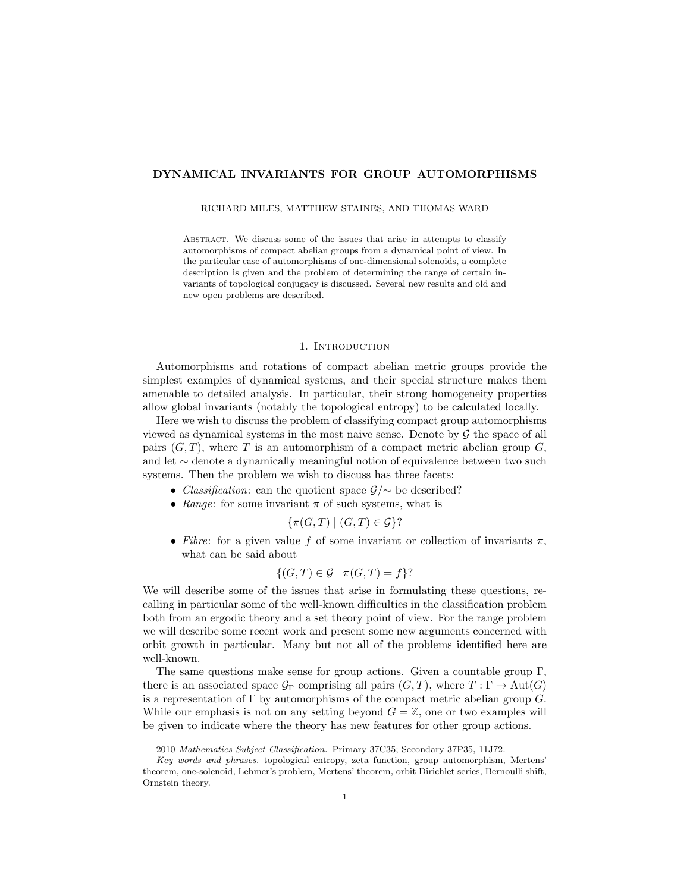# DYNAMICAL INVARIANTS FOR GROUP AUTOMORPHISMS

RICHARD MILES, MATTHEW STAINES, AND THOMAS WARD

ABSTRACT. We discuss some of the issues that arise in attempts to classify automorphisms of compact abelian groups from a dynamical point of view. In the particular case of automorphisms of one-dimensional solenoids, a complete description is given and the problem of determining the range of certain invariants of topological conjugacy is discussed. Several new results and old and new open problems are described.

## 1. Introduction

Automorphisms and rotations of compact abelian metric groups provide the simplest examples of dynamical systems, and their special structure makes them amenable to detailed analysis. In particular, their strong homogeneity properties allow global invariants (notably the topological entropy) to be calculated locally.

Here we wish to discuss the problem of classifying compact group automorphisms viewed as dynamical systems in the most naive sense. Denote by $\mathcal{G}$ the space of all pairs $(G, T)$, where $T$ is an automorphism of a compact metric abelian group $G$, and let $\sim$ denote a dynamically meaningful notion of equivalence between two such systems. Then the problem we wish to discuss has three facets:

- *Classification*: can the quotient space $\mathcal{G}/\!\sim$ be described?
- *Range*: for some invariant $\pi$ of such systems, what is
$$\{\pi(G,T) \mid (G,T) \in \mathcal{G}\}?$$
- *Fibre*: for a given value $f$ of some invariant or collection of invariants $\pi$, what can be said about
$$\{(G,T) \in \mathcal{G} \mid \pi(G,T) = f\}?$$

We will describe some of the issues that arise in formulating these questions, recalling in particular some of the well-known difficulties in the classification problem both from an ergodic theory and a set theory point of view. For the range problem we will describe some recent work and present some new arguments concerned with orbit growth in particular. Many but not all of the problems identified here are well-known.

The same questions make sense for group actions. Given a countable group $\Gamma$, there is an associated space $\mathcal{G}_\Gamma$ comprising all pairs $(G, T)$, where $T : \Gamma \to \mathrm{Aut}(G)$ is a representation of $\Gamma$ by automorphisms of the compact metric abelian group $G$. While our emphasis is not on any setting beyond $G = \mathbb{Z}$, one or two examples will be given to indicate where the theory has new features for other group actions.

2010 *Mathematics Subject Classification.* Primary 37C35; Secondary 37P35, 11J72.

*Key words and phrases.* topological entropy, zeta function, group automorphism, Mertens' theorem, one-solenoid, Lehmer's problem, Mertens' theorem, orbit Dirichlet series, Bernoulli shift, Ornstein theory.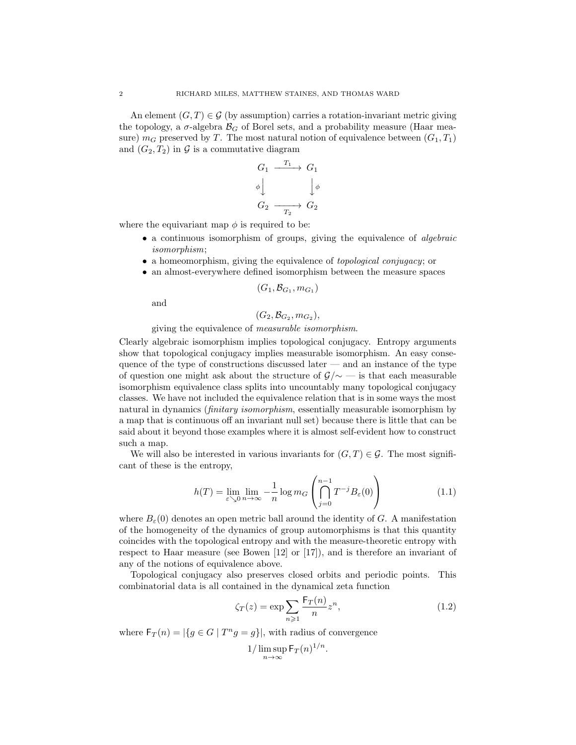An element $(G, T) \in \mathcal{G}$ (by assumption) carries a rotation-invariant metric giving the topology, a $\sigma$-algebra $\mathcal{B}_G$ of Borel sets, and a probability measure (Haar measure) $m_G$ preserved by $T$. The most natural notion of equivalence between $(G_1, T_1)$ and $(G_2, T_2)$ in $\mathcal{G}$ is a commutative diagram

$$\begin{array}{ccc} G_1 & \xrightarrow{T_1} & G_1 \\ \phi \downarrow & & \downarrow \phi \\ G_2 & \xrightarrow[T_2]{} & G_2 \end{array}$$

where the equivariant map $\phi$ is required to be:

- a continuous isomorphism of groups, giving the equivalence of *algebraic isomorphism*;
- a homeomorphism, giving the equivalence of *topological conjugacy*; or
- an almost-everywhere defined isomorphism between the measure spaces

  $$(G_1, \mathcal{B}_{G_1}, m_{G_1})$$

  and

  $$(G_2, \mathcal{B}_{G_2}, m_{G_2}),$$

  giving the equivalence of *measurable isomorphism*.

Clearly algebraic isomorphism implies topological conjugacy. Entropy arguments show that topological conjugacy implies measurable isomorphism. An easy consequence of the type of constructions discussed later — and an instance of the type of question one might ask about the structure of $\mathcal{G}/\!\sim$ — is that each measurable isomorphism equivalence class splits into uncountably many topological conjugacy classes. We have not included the equivalence relation that is in some ways the most natural in dynamics (*finitary isomorphism*, essentially measurable isomorphism by a map that is continuous off an invariant null set) because there is little that can be said about it beyond those examples where it is almost self-evident how to construct such a map.

We will also be interested in various invariants for $(G, T) \in \mathcal{G}$. The most significant of these is the entropy,

$$h(T) = \lim_{\varepsilon \searrow 0} \lim_{n \to \infty} -\frac{1}{n} \log m_G \left( \bigcap_{j=0}^{n-1} T^{-j} B_\varepsilon(0) \right) \tag{1.1}$$

where $B_\varepsilon(0)$ denotes an open metric ball around the identity of $G$. A manifestation of the homogeneity of the dynamics of group automorphisms is that this quantity coincides with the topological entropy and with the measure-theoretic entropy with respect to Haar measure (see Bowen [12] or [17]), and is therefore an invariant of any of the notions of equivalence above.

Topological conjugacy also preserves closed orbits and periodic points. This combinatorial data is all contained in the dynamical zeta function

$$\zeta_T(z) = \exp \sum_{n \geqslant 1} \frac{\mathsf{F}_T(n)}{n} z^n, \tag{1.2}$$

where $\mathsf{F}_T(n) = |\{g \in G \mid T^n g = g\}|$, with radius of convergence

$$1 / \limsup_{n \to \infty} \mathsf{F}_T(n)^{1/n}.$$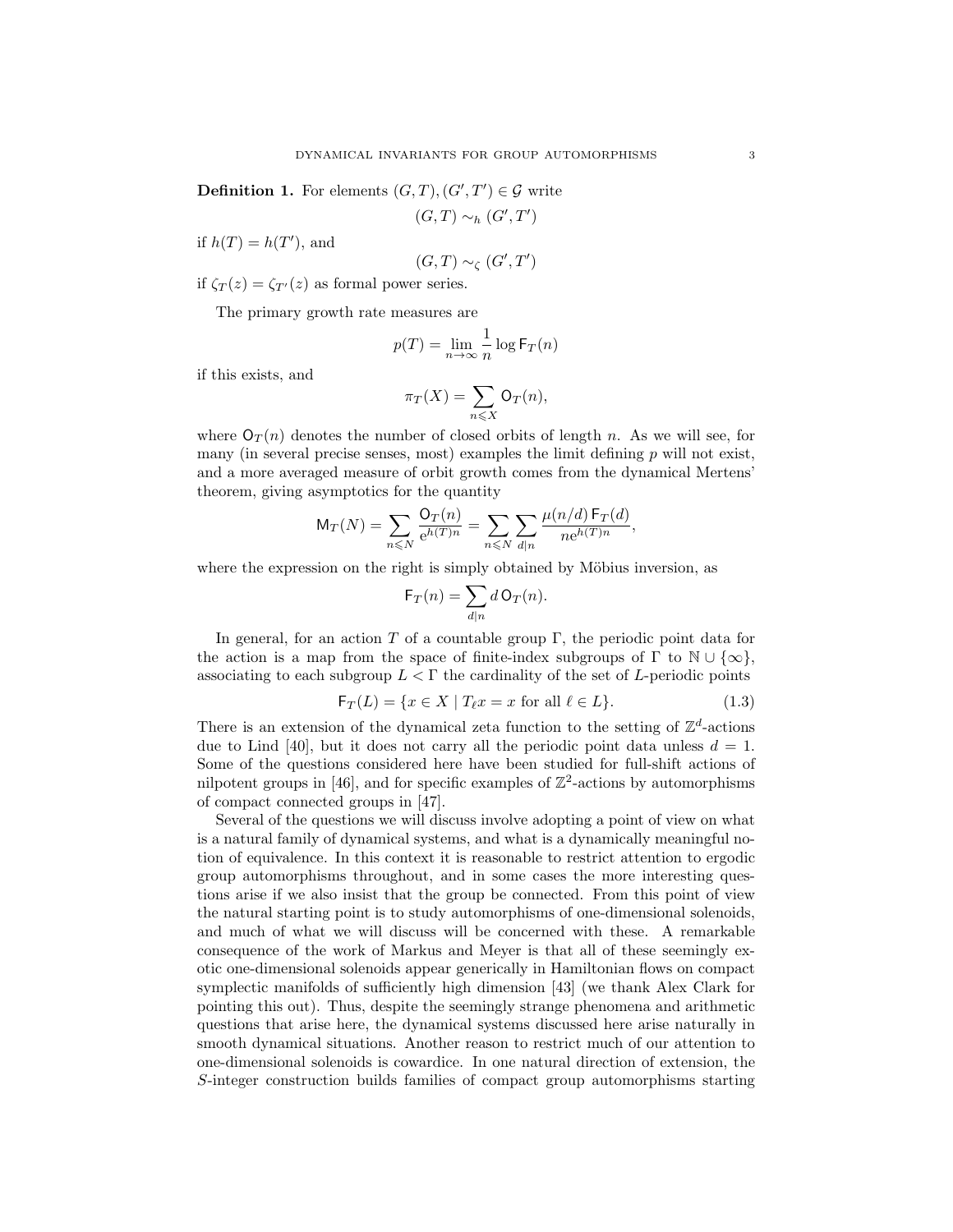**Definition 1.** For elements $(G, T), (G', T') \in \mathcal{G}$ write

$$(G, T) \sim_h (G', T')$$

if $h(T) = h(T')$, and

$$(G, T) \sim_\zeta (G', T')$$

if $\zeta_T(z) = \zeta_{T'}(z)$ as formal power series.

The primary growth rate measures are

$$p(T) = \lim_{n\to\infty} \frac{1}{n} \log \mathsf{F}_T(n)$$

if this exists, and

$$\pi_T(X) = \sum_{n \leqslant X} \mathsf{O}_T(n),$$

where $\mathsf{O}_T(n)$ denotes the number of closed orbits of length $n$. As we will see, for many (in several precise senses, most) examples the limit defining $p$ will not exist, and a more averaged measure of orbit growth comes from the dynamical Mertens' theorem, giving asymptotics for the quantity

$$\mathsf{M}_T(N) = \sum_{n \leqslant N} \frac{\mathsf{O}_T(n)}{\mathrm{e}^{h(T)n}} = \sum_{n \leqslant N} \sum_{d|n} \frac{\mu(n/d)\,\mathsf{F}_T(d)}{n\mathrm{e}^{h(T)n}},$$

where the expression on the right is simply obtained by Möbius inversion, as

$$\mathsf{F}_T(n) = \sum_{d|n} d\,\mathsf{O}_T(n).$$

In general, for an action $T$ of a countable group $\Gamma$, the periodic point data for the action is a map from the space of finite-index subgroups of $\Gamma$ to $\mathbb{N} \cup \{\infty\}$, associating to each subgroup $L < \Gamma$ the cardinality of the set of $L$-periodic points

$$\mathsf{F}_T(L) = \{x \in X \mid T_\ell x = x \text{ for all } \ell \in L\}. \tag{1.3}$$

There is an extension of the dynamical zeta function to the setting of $\mathbb{Z}^d$-actions due to Lind [40], but it does not carry all the periodic point data unless $d = 1$. Some of the questions considered here have been studied for full-shift actions of nilpotent groups in [46], and for specific examples of $\mathbb{Z}^2$-actions by automorphisms of compact connected groups in [47].

Several of the questions we will discuss involve adopting a point of view on what is a natural family of dynamical systems, and what is a dynamically meaningful notion of equivalence. In this context it is reasonable to restrict attention to ergodic group automorphisms throughout, and in some cases the more interesting questions arise if we also insist that the group be connected. From this point of view the natural starting point is to study automorphisms of one-dimensional solenoids, and much of what we will discuss will be concerned with these. A remarkable consequence of the work of Markus and Meyer is that all of these seemingly exotic one-dimensional solenoids appear generically in Hamiltonian flows on compact symplectic manifolds of sufficiently high dimension [43] (we thank Alex Clark for pointing this out). Thus, despite the seemingly strange phenomena and arithmetic questions that arise here, the dynamical systems discussed here arise naturally in smooth dynamical situations. Another reason to restrict much of our attention to one-dimensional solenoids is cowardice. In one natural direction of extension, the $S$-integer construction builds families of compact group automorphisms starting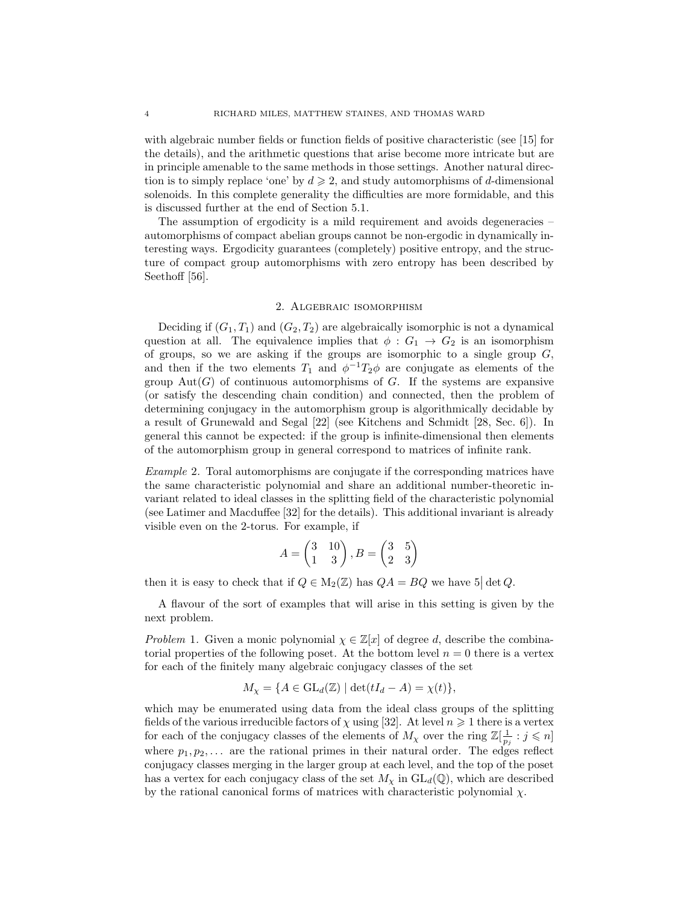with algebraic number fields or function fields of positive characteristic (see [15] for the details), and the arithmetic questions that arise become more intricate but are in principle amenable to the same methods in those settings. Another natural direction is to simply replace 'one' by $d \geqslant 2$, and study automorphisms of $d$-dimensional solenoids. In this complete generality the difficulties are more formidable, and this is discussed further at the end of Section 5.1.

The assumption of ergodicity is a mild requirement and avoids degeneracies – automorphisms of compact abelian groups cannot be non-ergodic in dynamically interesting ways. Ergodicity guarantees (completely) positive entropy, and the structure of compact group automorphisms with zero entropy has been described by Seethoff [56].

## 2. Algebraic isomorphism

Deciding if $(G_1, T_1)$ and $(G_2, T_2)$ are algebraically isomorphic is not a dynamical question at all. The equivalence implies that $\phi : G_1 \to G_2$ is an isomorphism of groups, so we are asking if the groups are isomorphic to a single group $G$, and then if the two elements $T_1$ and $\phi^{-1}T_2\phi$ are conjugate as elements of the group $\mathrm{Aut}(G)$ of continuous automorphisms of $G$. If the systems are expansive (or satisfy the descending chain condition) and connected, then the problem of determining conjugacy in the automorphism group is algorithmically decidable by a result of Grunewald and Segal [22] (see Kitchens and Schmidt [28, Sec. 6]). In general this cannot be expected: if the group is infinite-dimensional then elements of the automorphism group in general correspond to matrices of infinite rank.

*Example* 2. Toral automorphisms are conjugate if the corresponding matrices have the same characteristic polynomial and share an additional number-theoretic invariant related to ideal classes in the splitting field of the characteristic polynomial (see Latimer and Macduffee [32] for the details). This additional invariant is already visible even on the 2-torus. For example, if

$$A = \begin{pmatrix} 3 & 10 \\ 1 & 3 \end{pmatrix}, B = \begin{pmatrix} 3 & 5 \\ 2 & 3 \end{pmatrix}$$

then it is easy to check that if $Q \in \mathrm{M}_2(\mathbb{Z})$ has $QA = BQ$ we have $5 \big| \det Q$.

A flavour of the sort of examples that will arise in this setting is given by the next problem.

*Problem* 1. Given a monic polynomial $\chi \in \mathbb{Z}[x]$ of degree $d$, describe the combinatorial properties of the following poset. At the bottom level $n = 0$ there is a vertex for each of the finitely many algebraic conjugacy classes of the set

$$M_\chi = \{A \in \mathrm{GL}_d(\mathbb{Z}) \mid \det(tI_d - A) = \chi(t)\},$$

which may be enumerated using data from the ideal class groups of the splitting fields of the various irreducible factors of $\chi$ using [32]. At level $n \geqslant 1$ there is a vertex for each of the conjugacy classes of the elements of $M_\chi$ over the ring $\mathbb{Z}[\frac{1}{p_j} : j \leqslant n]$ where $p_1, p_2, \dots$ are the rational primes in their natural order. The edges reflect conjugacy classes merging in the larger group at each level, and the top of the poset has a vertex for each conjugacy class of the set $M_\chi$ in $\mathrm{GL}_d(\mathbb{Q})$, which are described by the rational canonical forms of matrices with characteristic polynomial $\chi$.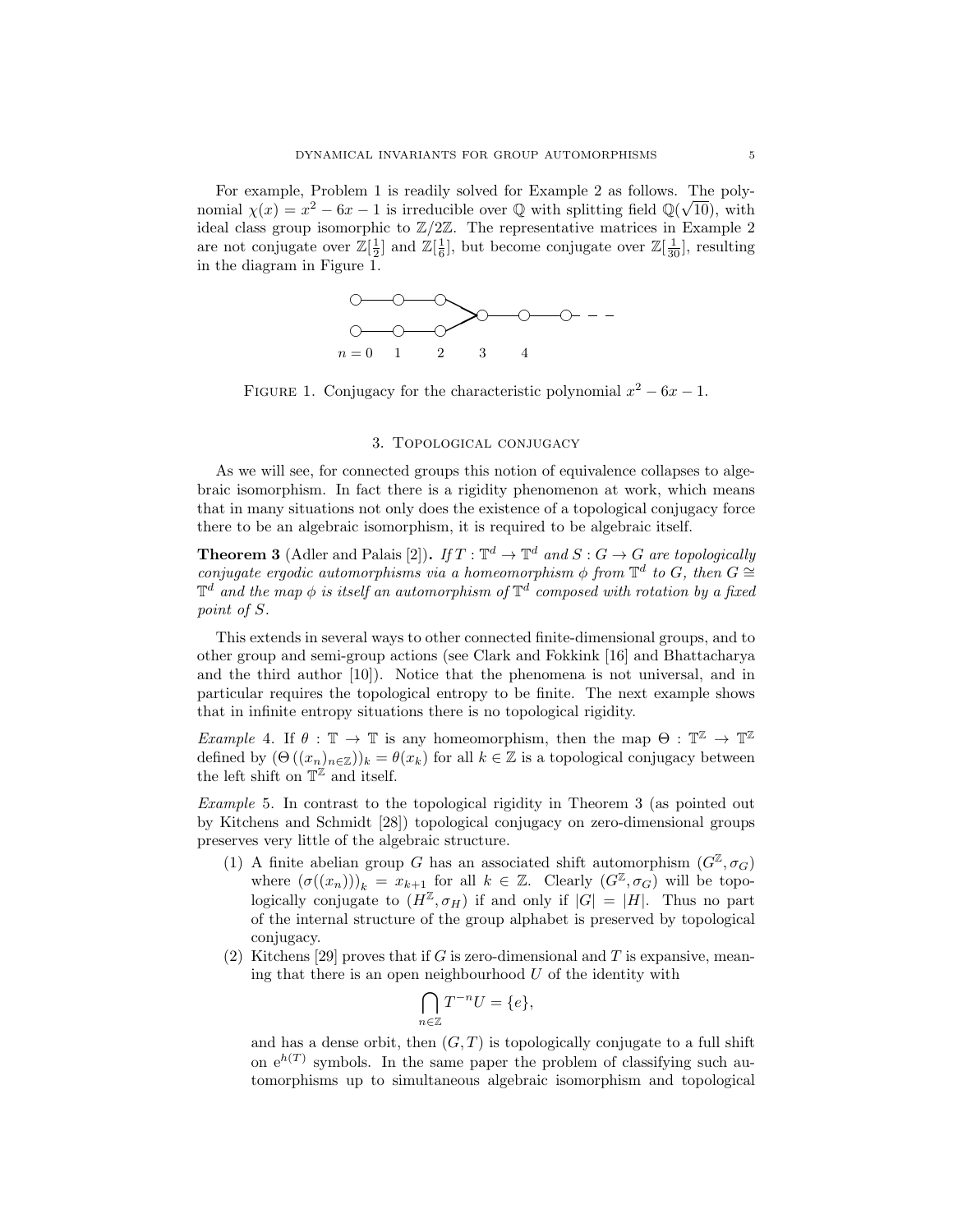For example, Problem 1 is readily solved for Example 2 as follows. The polynomial $\chi(x) = x^2 - 6x - 1$ is irreducible over $\mathbb{Q}$ with splitting field $\mathbb{Q}(\sqrt{10})$, with ideal class group isomorphic to $\mathbb{Z}/2\mathbb{Z}$. The representative matrices in Example 2 are not conjugate over $\mathbb{Z}[\frac{1}{2}]$ and $\mathbb{Z}[\frac{1}{6}]$, but become conjugate over $\mathbb{Z}[\frac{1}{30}]$, resulting in the diagram in Figure 1.

$n = 0 \quad 1 \quad 2 \quad 3 \quad 4$

FIGURE 1. Conjugacy for the characteristic polynomial $x^2 - 6x - 1$.

## 3. Topological conjugacy

As we will see, for connected groups this notion of equivalence collapses to algebraic isomorphism. In fact there is a rigidity phenomenon at work, which means that in many situations not only does the existence of a topological conjugacy force there to be an algebraic isomorphism, it is required to be algebraic itself.

**Theorem 3** (Adler and Palais [2])**.** *If $T : \mathbb{T}^d \to \mathbb{T}^d$ and $S : G \to G$ are topologically conjugate ergodic automorphisms via a homeomorphism $\phi$ from $\mathbb{T}^d$ to $G$, then $G \cong \mathbb{T}^d$ and the map $\phi$ is itself an automorphism of $\mathbb{T}^d$ composed with rotation by a fixed point of $S$.*

This extends in several ways to other connected finite-dimensional groups, and to other group and semi-group actions (see Clark and Fokkink [16] and Bhattacharya and the third author [10]). Notice that the phenomena is not universal, and in particular requires the topological entropy to be finite. The next example shows that in infinite entropy situations there is no topological rigidity.

*Example* 4. If $\theta : \mathbb{T} \to \mathbb{T}$ is any homeomorphism, then the map $\Theta : \mathbb{T}^{\mathbb{Z}} \to \mathbb{T}^{\mathbb{Z}}$ defined by $(\Theta((x_n)_{n \in \mathbb{Z}}))_k = \theta(x_k)$ for all $k \in \mathbb{Z}$ is a topological conjugacy between the left shift on $\mathbb{T}^{\mathbb{Z}}$ and itself.

*Example* 5. In contrast to the topological rigidity in Theorem 3 (as pointed out by Kitchens and Schmidt [28]) topological conjugacy on zero-dimensional groups preserves very little of the algebraic structure.

1. A finite abelian group $G$ has an associated shift automorphism $(G^{\mathbb{Z}}, \sigma_G)$ where $(\sigma((x_n)))_k = x_{k+1}$ for all $k \in \mathbb{Z}$. Clearly $(G^{\mathbb{Z}}, \sigma_G)$ will be topologically conjugate to $(H^{\mathbb{Z}}, \sigma_H)$ if and only if $|G| = |H|$. Thus no part of the internal structure of the group alphabet is preserved by topological conjugacy.
2. Kitchens [29] proves that if $G$ is zero-dimensional and $T$ is expansive, meaning that there is an open neighbourhood $U$ of the identity with
$$\bigcap_{n \in \mathbb{Z}} T^{-n}U = \{e\},$$
and has a dense orbit, then $(G, T)$ is topologically conjugate to a full shift on $e^{h(T)}$ symbols. In the same paper the problem of classifying such automorphisms up to simultaneous algebraic isomorphism and topological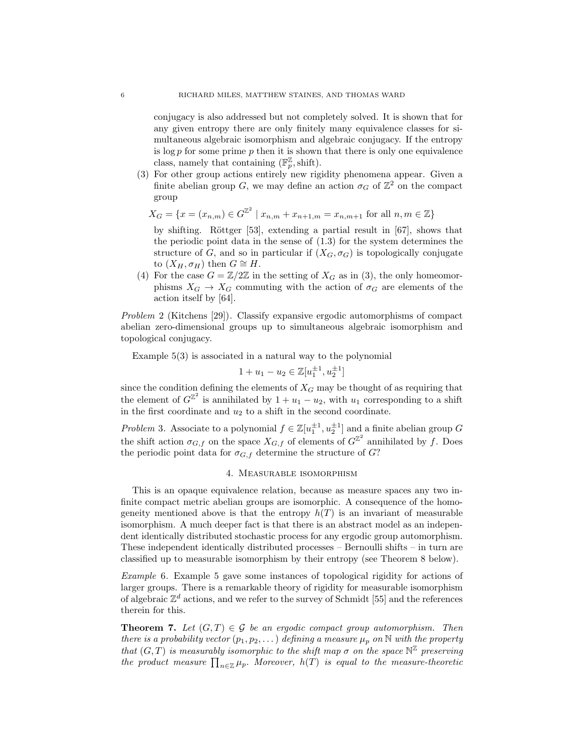conjugacy is also addressed but not completely solved. It is shown that for any given entropy there are only finitely many equivalence classes for simultaneous algebraic isomorphism and algebraic conjugacy. If the entropy is $\log p$ for some prime $p$ then it is shown that there is only one equivalence class, namely that containing $(\mathbb{F}_p^{\mathbb{Z}}, \text{shift})$.

(3) For other group actions entirely new rigidity phenomena appear. Given a finite abelian group $G$, we may define an action $\sigma_G$ of $\mathbb{Z}^2$ on the compact group

$$X_G = \{x = (x_{n,m}) \in G^{\mathbb{Z}^2} \mid x_{n,m} + x_{n+1,m} = x_{n,m+1} \text{ for all } n, m \in \mathbb{Z}\}$$

by shifting. Röttger [53], extending a partial result in [67], shows that the periodic point data in the sense of (1.3) for the system determines the structure of $G$, and so in particular if $(X_G, \sigma_G)$ is topologically conjugate to $(X_H, \sigma_H)$ then $G \cong H$.

(4) For the case $G = \mathbb{Z}/2\mathbb{Z}$ in the setting of $X_G$ as in (3), the only homeomorphisms $X_G \to X_G$ commuting with the action of $\sigma_G$ are elements of the action itself by [64].

*Problem* 2 (Kitchens [29]). Classify expansive ergodic automorphisms of compact abelian zero-dimensional groups up to simultaneous algebraic isomorphism and topological conjugacy.

Example 5(3) is associated in a natural way to the polynomial

$$1 + u_1 - u_2 \in \mathbb{Z}[u_1^{\pm 1}, u_2^{\pm 1}]$$

since the condition defining the elements of $X_G$ may be thought of as requiring that the element of $G^{\mathbb{Z}^2}$ is annihilated by $1 + u_1 - u_2$, with $u_1$ corresponding to a shift in the first coordinate and $u_2$ to a shift in the second coordinate.

*Problem* 3. Associate to a polynomial $f \in \mathbb{Z}[u_1^{\pm 1}, u_2^{\pm 1}]$ and a finite abelian group $G$ the shift action $\sigma_{G,f}$ on the space $X_{G,f}$ of elements of $G^{\mathbb{Z}^2}$ annihilated by $f$. Does the periodic point data for $\sigma_{G,f}$ determine the structure of $G$?

## 4. Measurable isomorphism

This is an opaque equivalence relation, because as measure spaces any two infinite compact metric abelian groups are isomorphic. A consequence of the homogeneity mentioned above is that the entropy $h(T)$ is an invariant of measurable isomorphism. A much deeper fact is that there is an abstract model as an independent identically distributed stochastic process for any ergodic group automorphism. These independent identically distributed processes – Bernoulli shifts – in turn are classified up to measurable isomorphism by their entropy (see Theorem 8 below).

*Example* 6. Example 5 gave some instances of topological rigidity for actions of larger groups. There is a remarkable theory of rigidity for measurable isomorphism of algebraic $\mathbb{Z}^d$ actions, and we refer to the survey of Schmidt [55] and the references therein for this.

**Theorem 7.** *Let $(G, T) \in \mathcal{G}$ be an ergodic compact group automorphism. Then there is a probability vector $(p_1, p_2, \dots)$ defining a measure $\mu_p$ on $\mathbb{N}$ with the property that $(G, T)$ is measurably isomorphic to the shift map $\sigma$ on the space $\mathbb{N}^{\mathbb{Z}}$ preserving the product measure $\prod_{n \in \mathbb{Z}} \mu_p$. Moreover, $h(T)$ is equal to the measure-theoretic*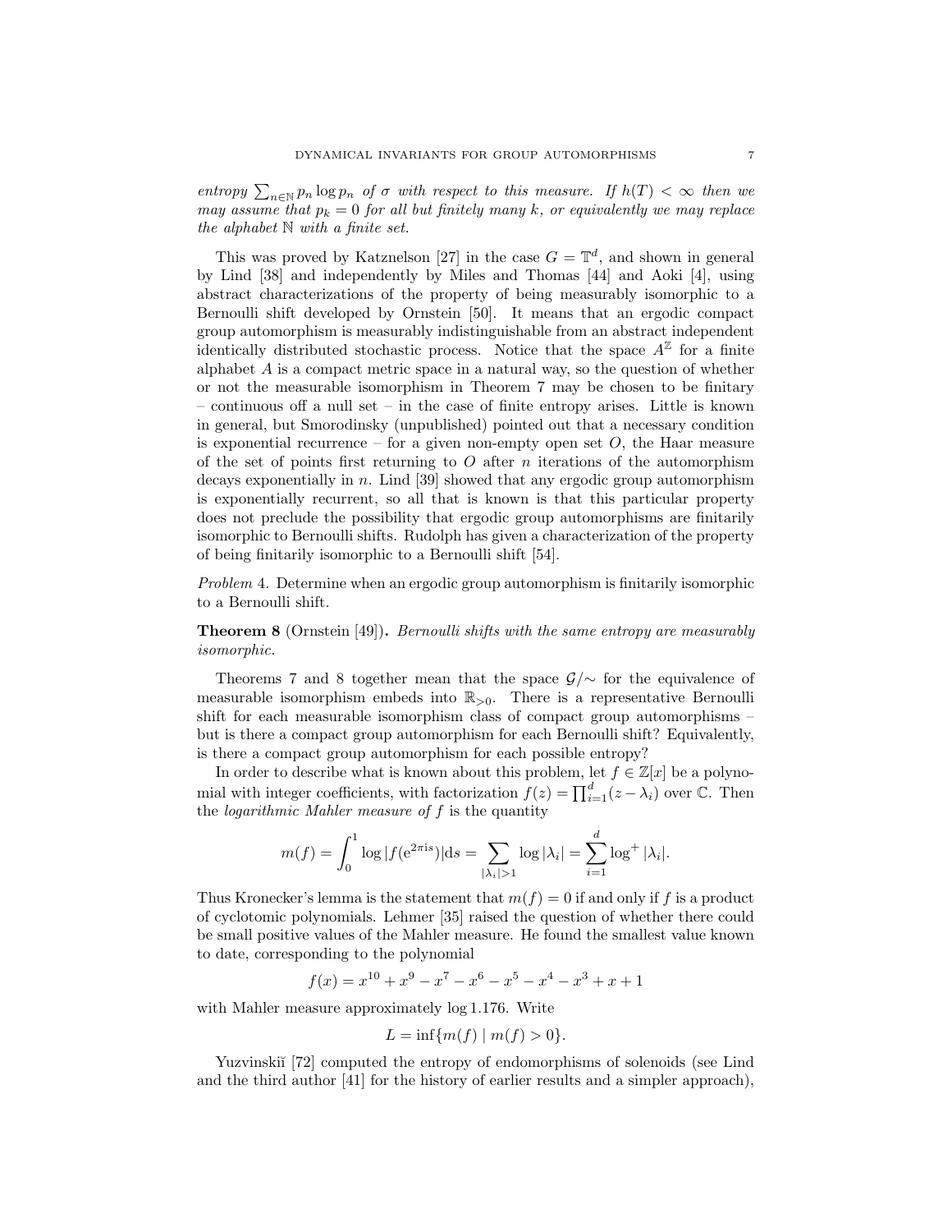*entropy* $\sum_{n\in\mathbb{N}} p_n \log p_n$ *of* $\sigma$ *with respect to this measure. If* $h(T) < \infty$ *then we may assume that* $p_k = 0$ *for all but finitely many* $k$*, or equivalently we may replace the alphabet* $\mathbb{N}$ *with a finite set.*

This was proved by Katznelson [27] in the case $G = \mathbb{T}^d$, and shown in general by Lind [38] and independently by Miles and Thomas [44] and Aoki [4], using abstract characterizations of the property of being measurably isomorphic to a Bernoulli shift developed by Ornstein [50]. It means that an ergodic compact group automorphism is measurably indistinguishable from an abstract independent identically distributed stochastic process. Notice that the space $A^{\mathbb{Z}}$ for a finite alphabet $A$ is a compact metric space in a natural way, so the question of whether or not the measurable isomorphism in Theorem 7 may be chosen to be finitary – continuous off a null set – in the case of finite entropy arises. Little is known in general, but Smorodinsky (unpublished) pointed out that a necessary condition is exponential recurrence – for a given non-empty open set $O$, the Haar measure of the set of points first returning to $O$ after $n$ iterations of the automorphism decays exponentially in $n$. Lind [39] showed that any ergodic group automorphism is exponentially recurrent, so all that is known is that this particular property does not preclude the possibility that ergodic group automorphisms are finitarily isomorphic to Bernoulli shifts. Rudolph has given a characterization of the property of being finitarily isomorphic to a Bernoulli shift [54].

*Problem* 4. Determine when an ergodic group automorphism is finitarily isomorphic to a Bernoulli shift.

**Theorem 8** (Ornstein [49])**.** *Bernoulli shifts with the same entropy are measurably isomorphic.*

Theorems 7 and 8 together mean that the space $\mathcal{G}/{\sim}$ for the equivalence of measurable isomorphism embeds into $\mathbb{R}_{>0}$. There is a representative Bernoulli shift for each measurable isomorphism class of compact group automorphisms – but is there a compact group automorphism for each Bernoulli shift? Equivalently, is there a compact group automorphism for each possible entropy?

In order to describe what is known about this problem, let $f \in \mathbb{Z}[x]$ be a polynomial with integer coefficients, with factorization $f(z) = \prod_{i=1}^{d}(z - \lambda_i)$ over $\mathbb{C}$. Then the *logarithmic Mahler measure of* $f$ is the quantity

$$m(f) = \int_0^1 \log |f(\mathrm{e}^{2\pi \mathrm{i} s})| \mathrm{d}s = \sum_{|\lambda_i|>1} \log |\lambda_i| = \sum_{i=1}^{d} \log^+ |\lambda_i|.$$

Thus Kronecker's lemma is the statement that $m(f) = 0$ if and only if $f$ is a product of cyclotomic polynomials. Lehmer [35] raised the question of whether there could be small positive values of the Mahler measure. He found the smallest value known to date, corresponding to the polynomial

$$f(x) = x^{10} + x^9 - x^7 - x^6 - x^5 - x^4 - x^3 + x + 1$$

with Mahler measure approximately $\log 1.176$. Write

$$L = \inf\{m(f) \mid m(f) > 0\}.$$

Yuzvinskiĭ [72] computed the entropy of endomorphisms of solenoids (see Lind and the third author [41] for the history of earlier results and a simpler approach),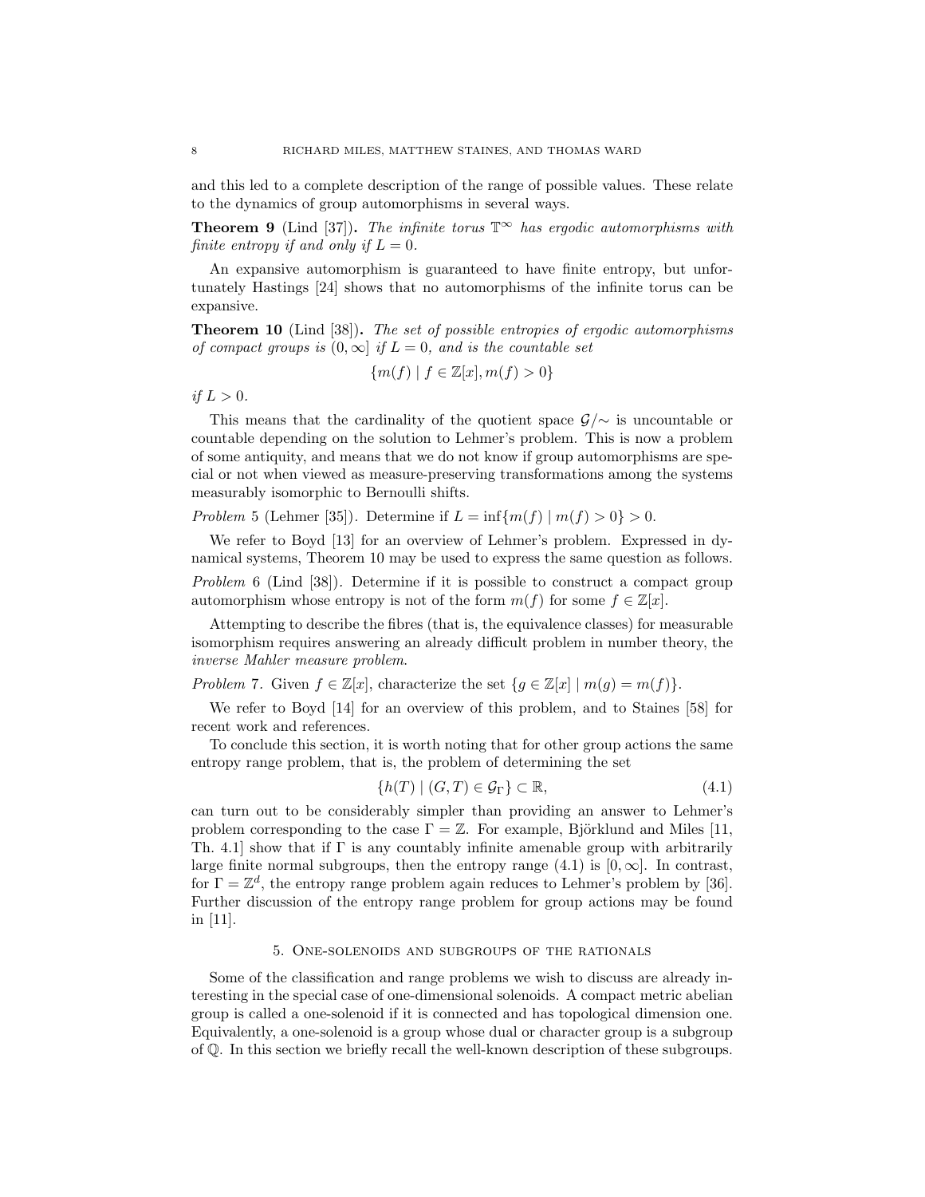and this led to a complete description of the range of possible values. These relate to the dynamics of group automorphisms in several ways.

**Theorem 9** (Lind [37])**.** *The infinite torus $\mathbb{T}^\infty$ has ergodic automorphisms with finite entropy if and only if $L = 0$.*

An expansive automorphism is guaranteed to have finite entropy, but unfortunately Hastings [24] shows that no automorphisms of the infinite torus can be expansive.

**Theorem 10** (Lind [38])**.** *The set of possible entropies of ergodic automorphisms of compact groups is $(0, \infty]$ if $L = 0$, and is the countable set*

$$\{m(f) \mid f \in \mathbb{Z}[x], m(f) > 0\}$$

*if $L > 0$.*

This means that the cardinality of the quotient space $\mathcal{G}/\sim$ is uncountable or countable depending on the solution to Lehmer's problem. This is now a problem of some antiquity, and means that we do not know if group automorphisms are special or not when viewed as measure-preserving transformations among the systems measurably isomorphic to Bernoulli shifts.

*Problem* 5 (Lehmer [35]). Determine if $L = \inf\{m(f) \mid m(f) > 0\} > 0$.

We refer to Boyd [13] for an overview of Lehmer's problem. Expressed in dynamical systems, Theorem 10 may be used to express the same question as follows.

*Problem* 6 (Lind [38]). Determine if it is possible to construct a compact group automorphism whose entropy is not of the form $m(f)$ for some $f \in \mathbb{Z}[x]$.

Attempting to describe the fibres (that is, the equivalence classes) for measurable isomorphism requires answering an already difficult problem in number theory, the *inverse Mahler measure problem*.

*Problem* 7. Given $f \in \mathbb{Z}[x]$, characterize the set $\{g \in \mathbb{Z}[x] \mid m(g) = m(f)\}$.

We refer to Boyd [14] for an overview of this problem, and to Staines [58] for recent work and references.

To conclude this section, it is worth noting that for other group actions the same entropy range problem, that is, the problem of determining the set

$$\{h(T) \mid (G, T) \in \mathcal{G}_\Gamma\} \subset \mathbb{R}, \tag{4.1}$$

can turn out to be considerably simpler than providing an answer to Lehmer's problem corresponding to the case $\Gamma = \mathbb{Z}$. For example, Björklund and Miles [11, Th. 4.1] show that if $\Gamma$ is any countably infinite amenable group with arbitrarily large finite normal subgroups, then the entropy range (4.1) is $[0, \infty]$. In contrast, for $\Gamma = \mathbb{Z}^d$, the entropy range problem again reduces to Lehmer's problem by [36]. Further discussion of the entropy range problem for group actions may be found in [11].

## 5. One-solenoids and subgroups of the rationals

Some of the classification and range problems we wish to discuss are already interesting in the special case of one-dimensional solenoids. A compact metric abelian group is called a one-solenoid if it is connected and has topological dimension one. Equivalently, a one-solenoid is a group whose dual or character group is a subgroup of $\mathbb{Q}$. In this section we briefly recall the well-known description of these subgroups.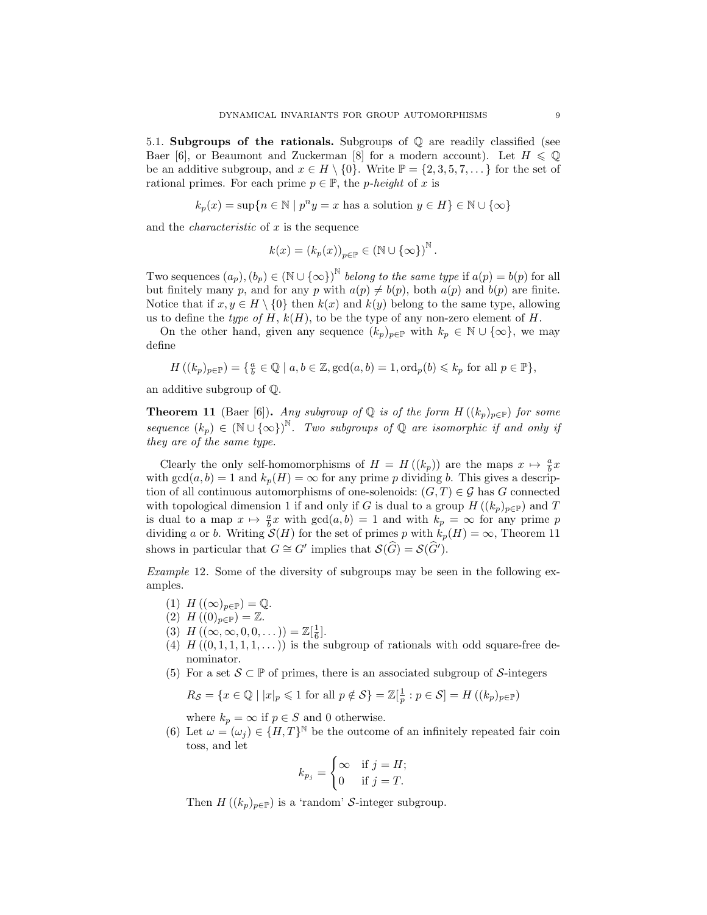### 5.1. Subgroups of the rationals.

Subgroups of $\mathbb{Q}$ are readily classified (see Baer [6], or Beaumont and Zuckerman [8] for a modern account). Let $H \leqslant \mathbb{Q}$ be an additive subgroup, and $x \in H \setminus \{0\}$. Write $\mathbb{P} = \{2, 3, 5, 7, \dots\}$ for the set of rational primes. For each prime $p \in \mathbb{P}$, the *p-height* of $x$ is

$$k_p(x) = \sup\{n \in \mathbb{N} \mid p^n y = x \text{ has a solution } y \in H\} \in \mathbb{N} \cup \{\infty\}$$

and the *characteristic* of $x$ is the sequence

$$k(x) = (k_p(x))_{p \in \mathbb{P}} \in (\mathbb{N} \cup \{\infty\})^{\mathbb{N}}.$$

Two sequences $(a_p), (b_p) \in (\mathbb{N} \cup \{\infty\})^{\mathbb{N}}$ *belong to the same type* if $a(p) = b(p)$ for all but finitely many $p$, and for any $p$ with $a(p) \neq b(p)$, both $a(p)$ and $b(p)$ are finite. Notice that if $x, y \in H \setminus \{0\}$ then $k(x)$ and $k(y)$ belong to the same type, allowing us to define the *type of* $H$, $k(H)$, to be the type of any non-zero element of $H$.

On the other hand, given any sequence $(k_p)_{p \in \mathbb{P}}$ with $k_p \in \mathbb{N} \cup \{\infty\}$, we may define

$$H\left((k_p)_{p \in \mathbb{P}}\right) = \{\tfrac{a}{b} \in \mathbb{Q} \mid a, b \in \mathbb{Z}, \gcd(a, b) = 1, \operatorname{ord}_p(b) \leqslant k_p \text{ for all } p \in \mathbb{P}\},$$

an additive subgroup of $\mathbb{Q}$.

**Theorem 11** (Baer [6]). *Any subgroup of $\mathbb{Q}$ is of the form $H\left((k_p)_{p \in \mathbb{P}}\right)$ for some sequence $(k_p) \in (\mathbb{N} \cup \{\infty\})^{\mathbb{N}}$. Two subgroups of $\mathbb{Q}$ are isomorphic if and only if they are of the same type.*

Clearly the only self-homomorphisms of $H = H((k_p))$ are the maps $x \mapsto \frac{a}{b}x$ with $\gcd(a, b) = 1$ and $k_p(H) = \infty$ for any prime $p$ dividing $b$. This gives a description of all continuous automorphisms of one-solenoids: $(G, T) \in \mathcal{G}$ has $G$ connected with topological dimension 1 if and only if $G$ is dual to a group $H\left((k_p)_{p \in \mathbb{P}}\right)$ and $T$ is dual to a map $x \mapsto \frac{a}{b}x$ with $\gcd(a, b) = 1$ and with $k_p = \infty$ for any prime $p$ dividing $a$ or $b$. Writing $\mathcal{S}(H)$ for the set of primes $p$ with $k_p(H) = \infty$, Theorem 11 shows in particular that $G \cong G'$ implies that $\mathcal{S}(\widehat{G}) = \mathcal{S}(\widehat{G}')$.

*Example* 12. Some of the diversity of subgroups may be seen in the following examples.

1. $H\left((\infty)_{p \in \mathbb{P}}\right) = \mathbb{Q}$.
2. $H\left((0)_{p \in \mathbb{P}}\right) = \mathbb{Z}$.
3. $H\left((\infty, \infty, 0, 0, \dots)\right) = \mathbb{Z}[\frac{1}{6}]$.
4. $H\left((0, 1, 1, 1, 1, \dots)\right)$ is the subgroup of rationals with odd square-free denominator.
5. For a set $\mathcal{S} \subset \mathbb{P}$ of primes, there is an associated subgroup of $\mathcal{S}$-integers

   $$R_{\mathcal{S}} = \{x \in \mathbb{Q} \mid |x|_p \leqslant 1 \text{ for all } p \notin \mathcal{S}\} = \mathbb{Z}[\tfrac{1}{p} : p \in \mathcal{S}] = H\left((k_p)_{p \in \mathbb{P}}\right)$$

   where $k_p = \infty$ if $p \in S$ and 0 otherwise.
6. Let $\omega = (\omega_j) \in \{H, T\}^{\mathbb{N}}$ be the outcome of an infinitely repeated fair coin toss, and let

   $$k_{p_j} = \begin{cases} \infty & \text{if } j = H; \\ 0 & \text{if } j = T. \end{cases}$$

   Then $H\left((k_p)_{p \in \mathbb{P}}\right)$ is a 'random' $\mathcal{S}$-integer subgroup.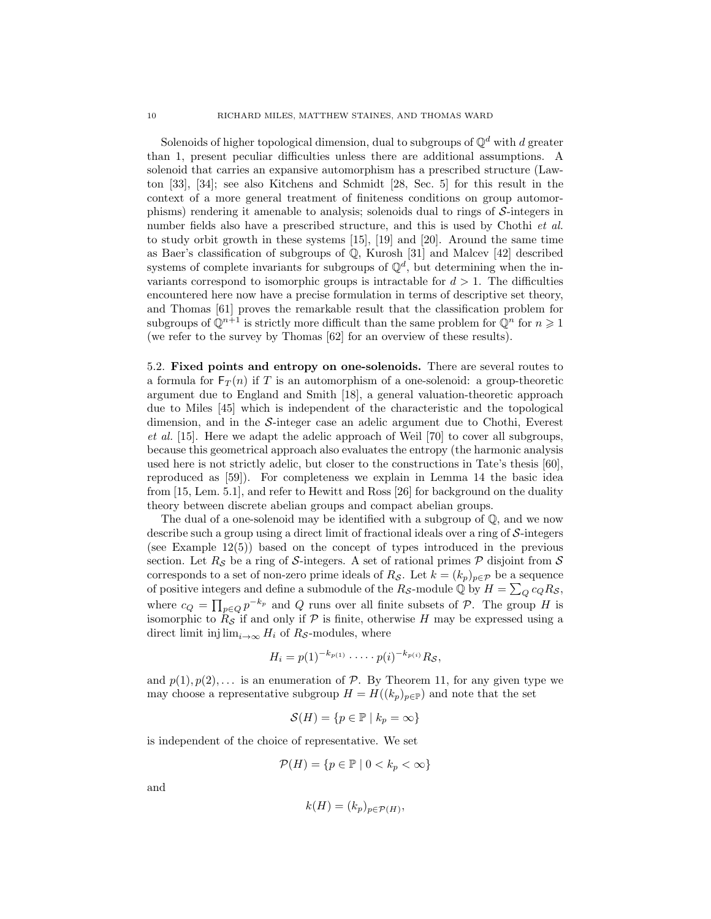Solenoids of higher topological dimension, dual to subgroups of $\mathbb{Q}^d$ with $d$ greater than 1, present peculiar difficulties unless there are additional assumptions. A solenoid that carries an expansive automorphism has a prescribed structure (Lawton [33], [34]; see also Kitchens and Schmidt [28, Sec. 5] for this result in the context of a more general treatment of finiteness conditions on group automorphisms) rendering it amenable to analysis; solenoids dual to rings of $\mathcal{S}$-integers in number fields also have a prescribed structure, and this is used by Chothi *et al.* to study orbit growth in these systems [15], [19] and [20]. Around the same time as Baer's classification of subgroups of $\mathbb{Q}$, Kurosh [31] and Malcev [42] described systems of complete invariants for subgroups of $\mathbb{Q}^d$, but determining when the invariants correspond to isomorphic groups is intractable for $d > 1$. The difficulties encountered here now have a precise formulation in terms of descriptive set theory, and Thomas [61] proves the remarkable result that the classification problem for subgroups of $\mathbb{Q}^{n+1}$ is strictly more difficult than the same problem for $\mathbb{Q}^n$ for $n \geqslant 1$ (we refer to the survey by Thomas [62] for an overview of these results).

5.2. **Fixed points and entropy on one-solenoids.** There are several routes to a formula for $\mathsf{F}_T(n)$ if $T$ is an automorphism of a one-solenoid: a group-theoretic argument due to England and Smith [18], a general valuation-theoretic approach due to Miles [45] which is independent of the characteristic and the topological dimension, and in the $\mathcal{S}$-integer case an adelic argument due to Chothi, Everest *et al.* [15]. Here we adapt the adelic approach of Weil [70] to cover all subgroups, because this geometrical approach also evaluates the entropy (the harmonic analysis used here is not strictly adelic, but closer to the constructions in Tate's thesis [60], reproduced as [59]). For completeness we explain in Lemma 14 the basic idea from [15, Lem. 5.1], and refer to Hewitt and Ross [26] for background on the duality theory between discrete abelian groups and compact abelian groups.

The dual of a one-solenoid may be identified with a subgroup of $\mathbb{Q}$, and we now describe such a group using a direct limit of fractional ideals over a ring of $\mathcal{S}$-integers (see Example 12(5)) based on the concept of types introduced in the previous section. Let $R_{\mathcal{S}}$ be a ring of $\mathcal{S}$-integers. A set of rational primes $\mathcal{P}$ disjoint from $\mathcal{S}$ corresponds to a set of non-zero prime ideals of $R_{\mathcal{S}}$. Let $k = (k_p)_{p\in\mathcal{P}}$ be a sequence of positive integers and define a submodule of the $R_{\mathcal{S}}$-module $\mathbb{Q}$ by $H = \sum_Q c_Q R_{\mathcal{S}}$, where $c_Q = \prod_{p\in Q} p^{-k_p}$ and $Q$ runs over all finite subsets of $\mathcal{P}$. The group $H$ is isomorphic to $R_{\mathcal{S}}$ if and only if $\mathcal{P}$ is finite, otherwise $H$ may be expressed using a direct limit $\operatorname{inj\,lim}_{i\to\infty} H_i$ of $R_{\mathcal{S}}$-modules, where

$$H_i = p(1)^{-k_{p(1)}} \cdot \dots \cdot p(i)^{-k_{p(i)}} R_{\mathcal{S}},$$

and $p(1), p(2), \dots$ is an enumeration of $\mathcal{P}$. By Theorem 11, for any given type we may choose a representative subgroup $H = H((k_p)_{p\in\mathbb{P}})$ and note that the set

$$\mathcal{S}(H) = \{p \in \mathbb{P} \mid k_p = \infty\}$$

is independent of the choice of representative. We set

$$\mathcal{P}(H) = \{p \in \mathbb{P} \mid 0 < k_p < \infty\}$$

and

$$k(H) = (k_p)_{p\in\mathcal{P}(H)},$$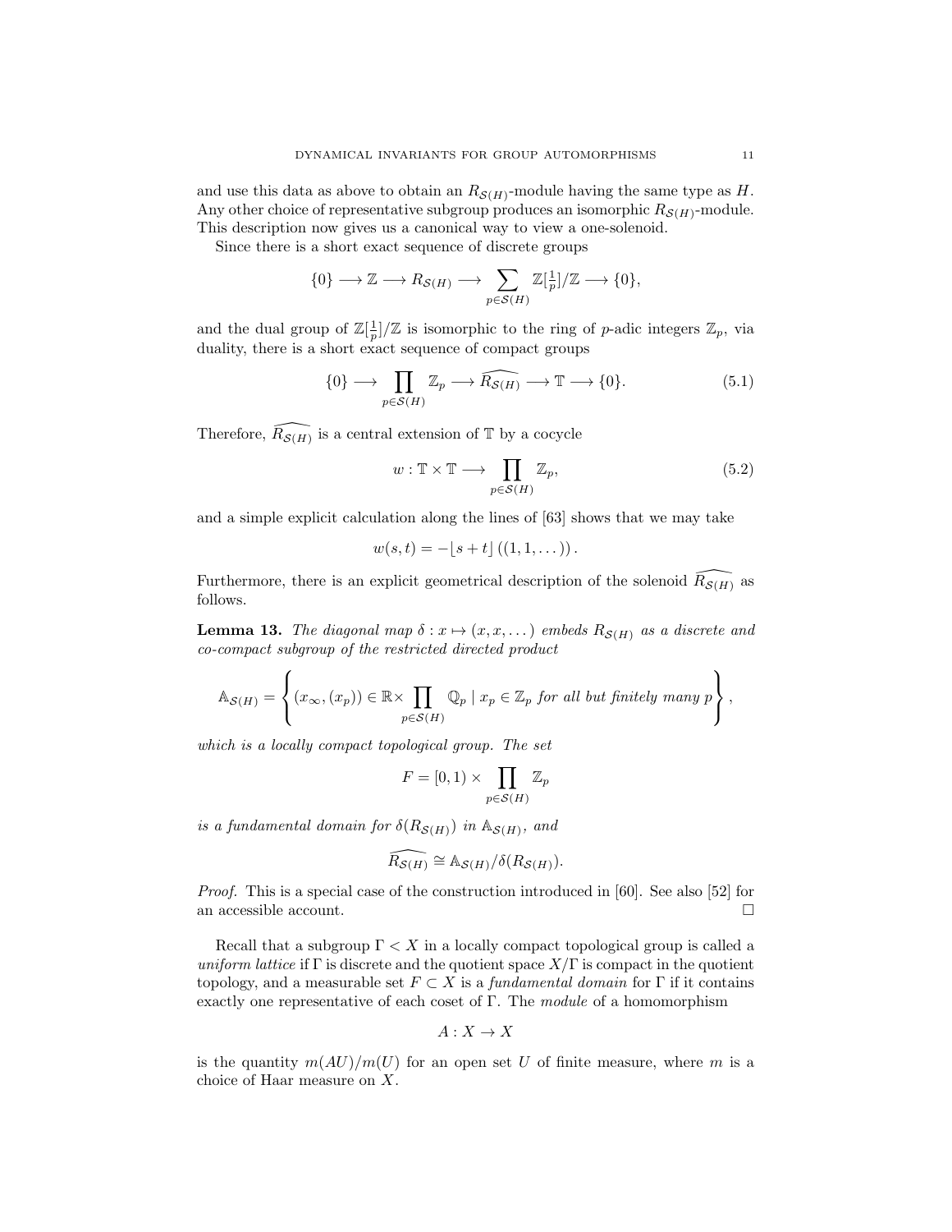and use this data as above to obtain an $R_{\mathcal{S}(H)}$-module having the same type as $H$. Any other choice of representative subgroup produces an isomorphic $R_{\mathcal{S}(H)}$-module. This description now gives us a canonical way to view a one-solenoid.

Since there is a short exact sequence of discrete groups

$$\{0\} \longrightarrow \mathbb{Z} \longrightarrow R_{\mathcal{S}(H)} \longrightarrow \sum_{p\in\mathcal{S}(H)} \mathbb{Z}[\tfrac{1}{p}]/\mathbb{Z} \longrightarrow \{0\},$$

and the dual group of $\mathbb{Z}[\frac{1}{p}]/\mathbb{Z}$ is isomorphic to the ring of $p$-adic integers $\mathbb{Z}_p$, via duality, there is a short exact sequence of compact groups

$$\{0\} \longrightarrow \prod_{p\in\mathcal{S}(H)} \mathbb{Z}_p \longrightarrow \widehat{R_{\mathcal{S}(H)}} \longrightarrow \mathbb{T} \longrightarrow \{0\}. \tag{5.1}$$

Therefore, $\widehat{R_{\mathcal{S}(H)}}$ is a central extension of $\mathbb{T}$ by a cocycle

$$w : \mathbb{T}\times\mathbb{T} \longrightarrow \prod_{p\in\mathcal{S}(H)} \mathbb{Z}_p, \tag{5.2}$$

and a simple explicit calculation along the lines of [63] shows that we may take

$$w(s,t) = -\lfloor s+t\rfloor\left((1,1,\dots)\right).$$

Furthermore, there is an explicit geometrical description of the solenoid $\widehat{R_{\mathcal{S}(H)}}$ as follows.

**Lemma 13.** *The diagonal map $\delta : x \mapsto (x, x, \dots)$ embeds $R_{\mathcal{S}(H)}$ as a discrete and co-compact subgroup of the restricted directed product*

$$\mathbb{A}_{\mathcal{S}(H)} = \left\{ (x_\infty, (x_p)) \in \mathbb{R}\times \prod_{p\in\mathcal{S}(H)} \mathbb{Q}_p \mid x_p \in \mathbb{Z}_p \text{ for all but finitely many } p \right\},$$

*which is a locally compact topological group. The set*

$$F = [0,1) \times \prod_{p\in\mathcal{S}(H)} \mathbb{Z}_p$$

*is a fundamental domain for $\delta(R_{\mathcal{S}(H)})$ in $\mathbb{A}_{\mathcal{S}(H)}$, and*

$$\widehat{R_{\mathcal{S}(H)}} \cong \mathbb{A}_{\mathcal{S}(H)}/\delta(R_{\mathcal{S}(H)}).$$

*Proof.* This is a special case of the construction introduced in [60]. See also [52] for an accessible account. □

Recall that a subgroup $\Gamma < X$ in a locally compact topological group is called a *uniform lattice* if $\Gamma$ is discrete and the quotient space $X/\Gamma$ is compact in the quotient topology, and a measurable set $F \subset X$ is a *fundamental domain* for $\Gamma$ if it contains exactly one representative of each coset of $\Gamma$. The *module* of a homomorphism

$$A : X \to X$$

is the quantity $m(AU)/m(U)$ for an open set $U$ of finite measure, where $m$ is a choice of Haar measure on $X$.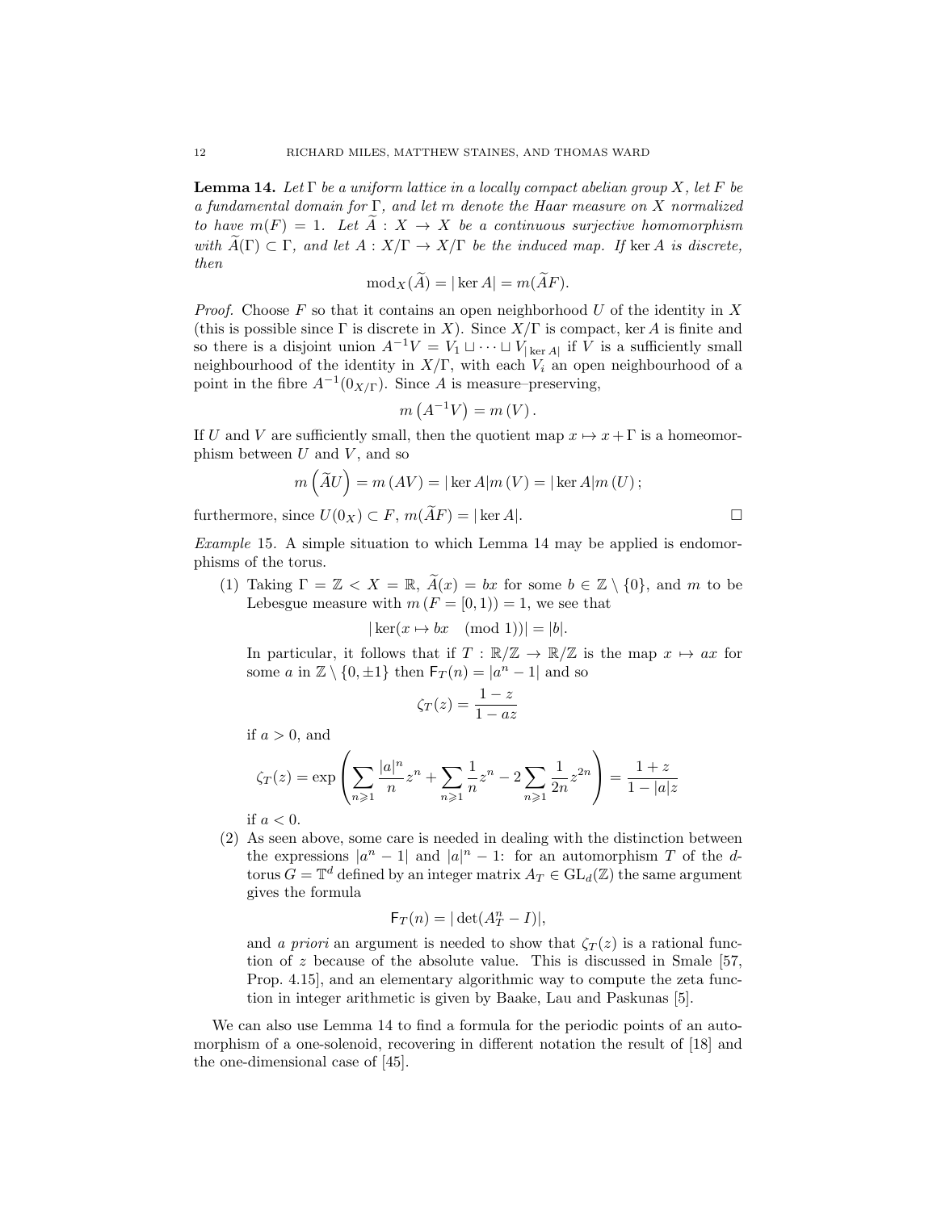**Lemma 14.** *Let $\Gamma$ be a uniform lattice in a locally compact abelian group $X$, let $F$ be a fundamental domain for $\Gamma$, and let $m$ denote the Haar measure on $X$ normalized to have $m(F) = 1$. Let $\widetilde{A} : X \to X$ be a continuous surjective homomorphism with $\widetilde{A}(\Gamma) \subset \Gamma$, and let $A : X/\Gamma \to X/\Gamma$ be the induced map. If $\ker A$ is discrete, then*

$$\mathrm{mod}_X(\widetilde{A}) = |\ker A| = m(\widetilde{A}F).$$

*Proof.* Choose $F$ so that it contains an open neighborhood $U$ of the identity in $X$ (this is possible since $\Gamma$ is discrete in $X$). Since $X/\Gamma$ is compact, $\ker A$ is finite and so there is a disjoint union $A^{-1}V = V_1 \sqcup \cdots \sqcup V_{|\ker A|}$ if $V$ is a sufficiently small neighbourhood of the identity in $X/\Gamma$, with each $V_i$ an open neighbourhood of a point in the fibre $A^{-1}(0_{X/\Gamma})$. Since $A$ is measure–preserving,

$$m\left(A^{-1}V\right) = m\left(V\right).$$

If $U$ and $V$ are sufficiently small, then the quotient map $x \mapsto x + \Gamma$ is a homeomorphism between $U$ and $V$, and so

$$m\left(\widetilde{A}U\right) = m\left(AV\right) = |\ker A| m\left(V\right) = |\ker A| m\left(U\right);$$

furthermore, since $U(0_X) \subset F$, $m(\widetilde{A}F) = |\ker A|$. □

*Example* 15. A simple situation to which Lemma 14 may be applied is endomorphisms of the torus.

(1) Taking $\Gamma = \mathbb{Z} < X = \mathbb{R}$, $\widetilde{A}(x) = bx$ for some $b \in \mathbb{Z} \setminus \{0\}$, and $m$ to be Lebesgue measure with $m\left(F = [0,1)\right) = 1$, we see that

$$|\ker(x \mapsto bx \pmod 1)| = |b|.$$

In particular, it follows that if $T : \mathbb{R}/\mathbb{Z} \to \mathbb{R}/\mathbb{Z}$ is the map $x \mapsto ax$ for some $a$ in $\mathbb{Z} \setminus \{0, \pm 1\}$ then $\mathsf{F}_T(n) = |a^n - 1|$ and so

$$\zeta_T(z) = \frac{1 - z}{1 - az}$$

if $a > 0$, and

$$\zeta_T(z) = \exp\left(\sum_{n \geqslant 1} \frac{|a|^n}{n} z^n + \sum_{n \geqslant 1} \frac{1}{n} z^n - 2 \sum_{n \geqslant 1} \frac{1}{2n} z^{2n}\right) = \frac{1 + z}{1 - |a| z}$$

if $a < 0$.

(2) As seen above, some care is needed in dealing with the distinction between the expressions $|a^n - 1|$ and $|a|^n - 1$: for an automorphism $T$ of the $d$-torus $G = \mathbb{T}^d$ defined by an integer matrix $A_T \in \mathrm{GL}_d(\mathbb{Z})$ the same argument gives the formula

$$\mathsf{F}_T(n) = |\det(A_T^n - I)|,$$

and *a priori* an argument is needed to show that $\zeta_T(z)$ is a rational function of $z$ because of the absolute value. This is discussed in Smale [57, Prop. 4.15], and an elementary algorithmic way to compute the zeta function in integer arithmetic is given by Baake, Lau and Paskunas [5].

We can also use Lemma 14 to find a formula for the periodic points of an automorphism of a one-solenoid, recovering in different notation the result of [18] and the one-dimensional case of [45].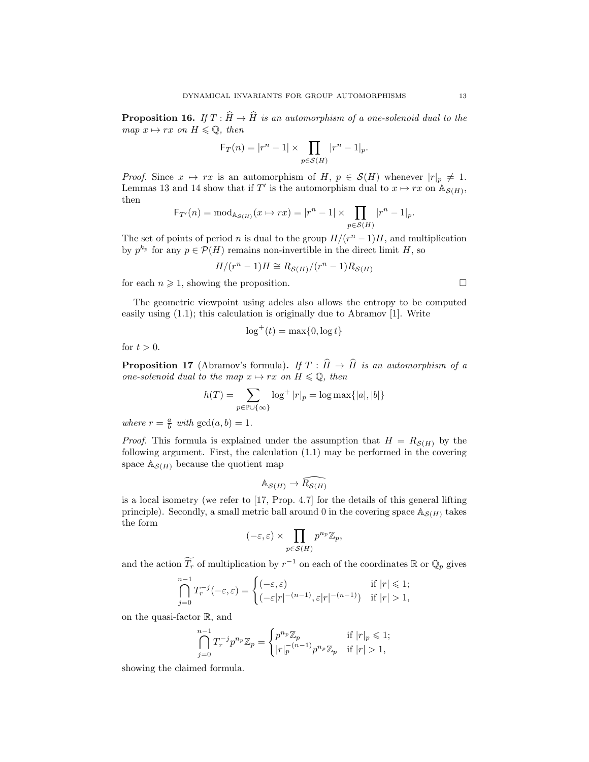**Proposition 16.** *If $T : \widehat{H} \to \widehat{H}$ is an automorphism of a one-solenoid dual to the map $x \mapsto rx$ on $H \leqslant \mathbb{Q}$, then*

$$\mathsf{F}_T(n) = |r^n - 1| \times \prod_{p \in \mathcal{S}(H)} |r^n - 1|_p.$$

*Proof.* Since $x \mapsto rx$ is an automorphism of $H$, $p \in \mathcal{S}(H)$ whenever $|r|_p \neq 1$. Lemmas 13 and 14 show that if $T'$ is the automorphism dual to $x \mapsto rx$ on $\mathbb{A}_{\mathcal{S}(H)}$, then

$$\mathsf{F}_{T'}(n) = \mathrm{mod}_{\mathbb{A}_{\mathcal{S}(H)}}(x \mapsto rx) = |r^n - 1| \times \prod_{p \in \mathcal{S}(H)} |r^n - 1|_p.$$

The set of points of period $n$ is dual to the group $H/(r^n - 1)H$, and multiplication by $p^{k_p}$ for any $p \in \mathcal{P}(H)$ remains non-invertible in the direct limit $H$, so

$$H/(r^n - 1)H \cong R_{\mathcal{S}(H)}/(r^n - 1)R_{\mathcal{S}(H)}$$

for each $n \geqslant 1$, showing the proposition. $\square$

The geometric viewpoint using adeles also allows the entropy to be computed easily using (1.1); this calculation is originally due to Abramov [1]. Write

$$\log^+(t) = \max\{0, \log t\}$$

for $t > 0$.

**Proposition 17** (Abramov's formula)**.** *If $T : \widehat{H} \to \widehat{H}$ is an automorphism of a one-solenoid dual to the map $x \mapsto rx$ on $H \leqslant \mathbb{Q}$, then*

$$h(T) = \sum_{p \in \mathbb{P} \cup \{\infty\}} \log^+ |r|_p = \log \max\{|a|, |b|\}$$

*where $r = \frac{a}{b}$ with $\gcd(a, b) = 1$.*

*Proof.* This formula is explained under the assumption that $H = R_{\mathcal{S}(H)}$ by the following argument. First, the calculation (1.1) may be performed in the covering space $\mathbb{A}_{\mathcal{S}(H)}$ because the quotient map

$$\mathbb{A}_{\mathcal{S}(H)} \to \widehat{R_{\mathcal{S}(H)}}$$

is a local isometry (we refer to [17, Prop. 4.7] for the details of this general lifting principle). Secondly, a small metric ball around 0 in the covering space $\mathbb{A}_{\mathcal{S}(H)}$ takes the form

$$(-\varepsilon, \varepsilon) \times \prod_{p \in \mathcal{S}(H)} p^{n_p} \mathbb{Z}_p,$$

and the action $\widetilde{T_r}$ of multiplication by $r^{-1}$ on each of the coordinates $\mathbb{R}$ or $\mathbb{Q}_p$ gives

$$\bigcap_{j=0}^{n-1} T_r^{-j}(-\varepsilon, \varepsilon) = \begin{cases} (-\varepsilon, \varepsilon) & \text{if } |r| \leqslant 1; \\ (-\varepsilon |r|^{-(n-1)}, \varepsilon |r|^{-(n-1)}) & \text{if } |r| > 1, \end{cases}$$

on the quasi-factor $\mathbb{R}$, and

$$\bigcap_{j=0}^{n-1} T_r^{-j} p^{n_p} \mathbb{Z}_p = \begin{cases} p^{n_p} \mathbb{Z}_p & \text{if } |r|_p \leqslant 1; \\ |r|_p^{-(n-1)} p^{n_p} \mathbb{Z}_p & \text{if } |r| > 1, \end{cases}$$

showing the claimed formula.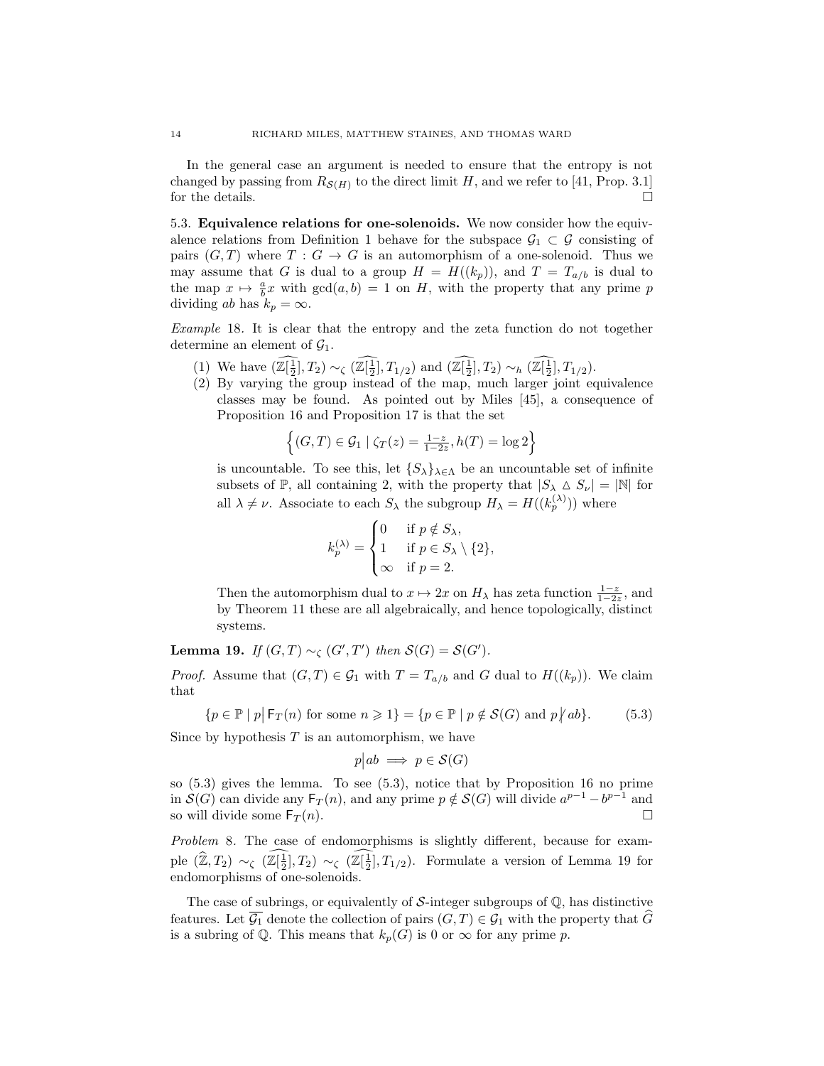In the general case an argument is needed to ensure that the entropy is not changed by passing from $R_{\mathcal{S}(H)}$ to the direct limit $H$, and we refer to [41, Prop. 3.1] for the details. $\square$

5.3. **Equivalence relations for one-solenoids.** We now consider how the equivalence relations from Definition 1 behave for the subspace $\mathcal{G}_1 \subset \mathcal{G}$ consisting of pairs $(G, T)$ where $T : G \to G$ is an automorphism of a one-solenoid. Thus we may assume that $G$ is dual to a group $H = H((k_p))$, and $T = T_{a/b}$ is dual to the map $x \mapsto \frac{a}{b}x$ with $\gcd(a, b) = 1$ on $H$, with the property that any prime $p$ dividing $ab$ has $k_p = \infty$.

*Example* 18. It is clear that the entropy and the zeta function do not together determine an element of $\mathcal{G}_1$.

(1) We have $(\widehat{\mathbb{Z}[\frac{1}{2}]}, T_2) \sim_\zeta (\widehat{\mathbb{Z}[\frac{1}{2}]}, T_{1/2})$ and $(\widehat{\mathbb{Z}[\frac{1}{2}]}, T_2) \sim_h (\widehat{\mathbb{Z}[\frac{1}{2}]}, T_{1/2})$.

(2) By varying the group instead of the map, much larger joint equivalence classes may be found. As pointed out by Miles [45], a consequence of Proposition 16 and Proposition 17 is that the set

$$\left\{(G, T) \in \mathcal{G}_1 \mid \zeta_T(z) = \tfrac{1-z}{1-2z}, h(T) = \log 2\right\}$$

is uncountable. To see this, let $\{S_\lambda\}_{\lambda \in \Lambda}$ be an uncountable set of infinite subsets of $\mathbb{P}$, all containing 2, with the property that $|S_\lambda \triangle S_\nu| = |\mathbb{N}|$ for all $\lambda \neq \nu$. Associate to each $S_\lambda$ the subgroup $H_\lambda = H((k_p^{(\lambda)}))$ where

$$k_p^{(\lambda)} = \begin{cases} 0 & \text{if } p \notin S_\lambda, \\ 1 & \text{if } p \in S_\lambda \setminus \{2\}, \\ \infty & \text{if } p = 2. \end{cases}$$

Then the automorphism dual to $x \mapsto 2x$ on $H_\lambda$ has zeta function $\frac{1-z}{1-2z}$, and by Theorem 11 these are all algebraically, and hence topologically, distinct systems.

**Lemma 19.** *If $(G, T) \sim_\zeta (G', T')$ then $\mathcal{S}(G) = \mathcal{S}(G')$.*

*Proof.* Assume that $(G, T) \in \mathcal{G}_1$ with $T = T_{a/b}$ and $G$ dual to $H((k_p))$. We claim that

$$\{p \in \mathbb{P} \mid p \big| \mathsf{F}_T(n) \text{ for some } n \geqslant 1\} = \{p \in \mathbb{P} \mid p \notin \mathcal{S}(G) \text{ and } p \not| \, ab\}. \tag{5.3}$$

Since by hypothesis $T$ is an automorphism, we have

$$p \big| ab \implies p \in \mathcal{S}(G)$$

so (5.3) gives the lemma. To see (5.3), notice that by Proposition 16 no prime in $\mathcal{S}(G)$ can divide any $\mathsf{F}_T(n)$, and any prime $p \notin \mathcal{S}(G)$ will divide $a^{p-1} - b^{p-1}$ and so will divide some $\mathsf{F}_T(n)$. $\square$

*Problem* 8. The case of endomorphisms is slightly different, because for example $(\widehat{\mathbb{Z}}, T_2) \sim_\zeta (\widehat{\mathbb{Z}[\frac{1}{2}]}, T_2) \sim_\zeta (\widehat{\mathbb{Z}[\frac{1}{2}]}, T_{1/2})$. Formulate a version of Lemma 19 for endomorphisms of one-solenoids.

The case of subrings, or equivalently of $\mathcal{S}$-integer subgroups of $\mathbb{Q}$, has distinctive features. Let $\overline{\mathcal{G}_1}$ denote the collection of pairs $(G, T) \in \mathcal{G}_1$ with the property that $\widehat{G}$ is a subring of $\mathbb{Q}$. This means that $k_p(G)$ is 0 or $\infty$ for any prime $p$.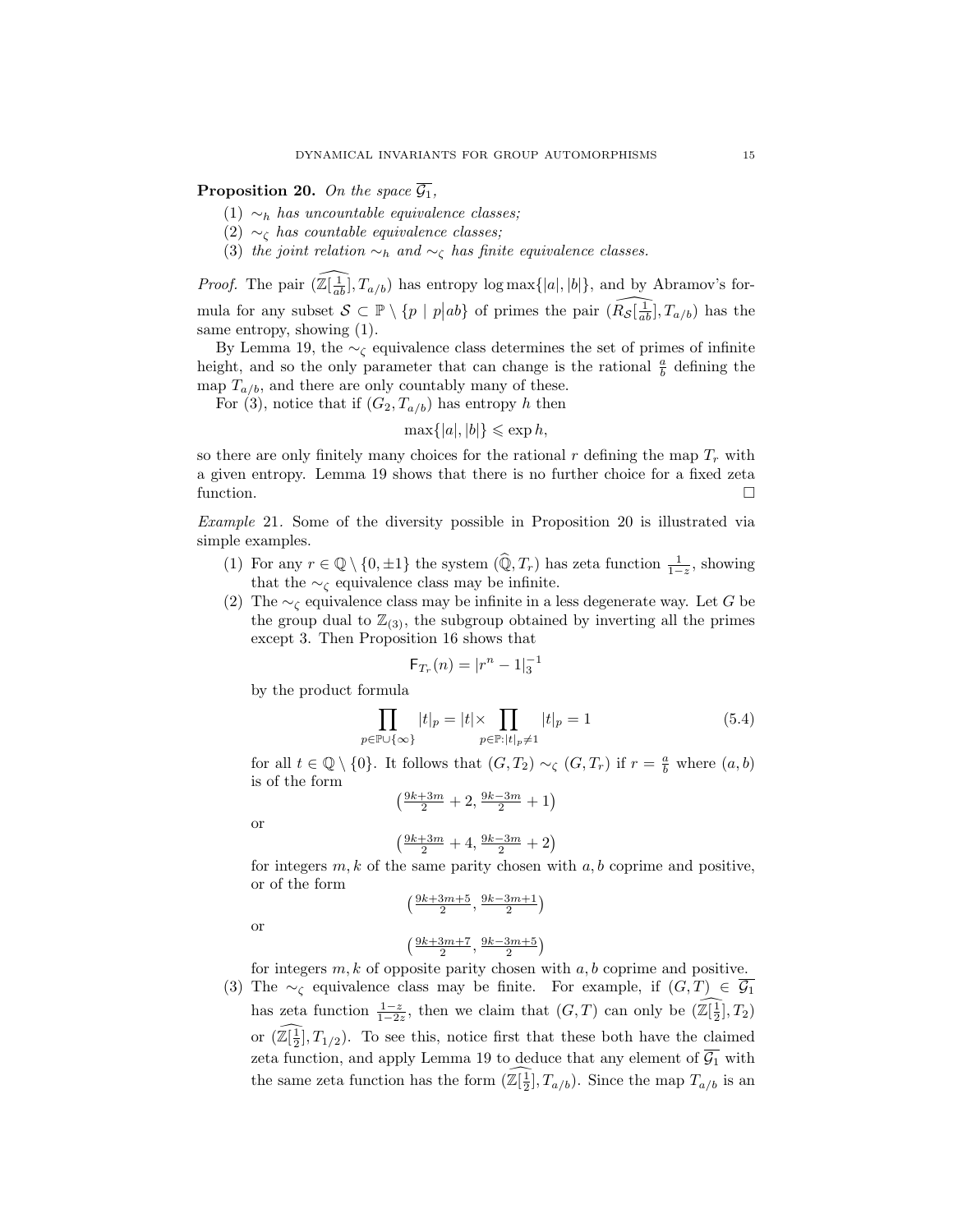**Proposition 20.** *On the space $\overline{\mathcal{G}_1}$,*

1. *$\sim_h$ has uncountable equivalence classes;*
2. *$\sim_\zeta$ has countable equivalence classes;*
3. *the joint relation $\sim_h$ and $\sim_\zeta$ has finite equivalence classes.*

*Proof.* The pair $(\widehat{\mathbb{Z}[\frac{1}{ab}]}, T_{a/b})$ has entropy $\log\max\{|a|,|b|\}$, and by Abramov's formula for any subset $\mathcal{S}\subset\mathbb{P}\setminus\{p\mid p|ab\}$ of primes the pair $(\widehat{R_{\mathcal{S}}[\frac{1}{ab}]}, T_{a/b})$ has the same entropy, showing (1).

By Lemma 19, the $\sim_\zeta$ equivalence class determines the set of primes of infinite height, and so the only parameter that can change is the rational $\frac{a}{b}$ defining the map $T_{a/b}$, and there are only countably many of these.

For (3), notice that if $(G_2, T_{a/b})$ has entropy $h$ then

$$\max\{|a|,|b|\}\leqslant \exp h,$$

so there are only finitely many choices for the rational $r$ defining the map $T_r$ with a given entropy. Lemma 19 shows that there is no further choice for a fixed zeta function. $\square$

*Example* 21. Some of the diversity possible in Proposition 20 is illustrated via simple examples.

1. For any $r\in\mathbb{Q}\setminus\{0,\pm1\}$ the system $(\widehat{\mathbb{Q}}, T_r)$ has zeta function $\frac{1}{1-z}$, showing that the $\sim_\zeta$ equivalence class may be infinite.
2. The $\sim_\zeta$ equivalence class may be infinite in a less degenerate way. Let $G$ be the group dual to $\mathbb{Z}_{(3)}$, the subgroup obtained by inverting all the primes except 3. Then Proposition 16 shows that

   $$\mathsf{F}_{T_r}(n) = |r^n-1|_3^{-1}$$

   by the product formula

   $$\prod_{p\in\mathbb{P}\cup\{\infty\}}|t|_p = |t|\times\prod_{p\in\mathbb{P}:|t|_p\neq1}|t|_p = 1 \tag{5.4}$$

   for all $t\in\mathbb{Q}\setminus\{0\}$. It follows that $(G,T_2)\sim_\zeta(G,T_r)$ if $r=\frac{a}{b}$ where $(a,b)$ is of the form

   $$\left(\tfrac{9k+3m}{2}+2,\tfrac{9k-3m}{2}+1\right)$$

   or

   $$\left(\tfrac{9k+3m}{2}+4,\tfrac{9k-3m}{2}+2\right)$$

   for integers $m,k$ of the same parity chosen with $a,b$ coprime and positive, or of the form

   $$\left(\tfrac{9k+3m+5}{2},\tfrac{9k-3m+1}{2}\right)$$

   or

   $$\left(\tfrac{9k+3m+7}{2},\tfrac{9k-3m+5}{2}\right)$$

   for integers $m,k$ of opposite parity chosen with $a,b$ coprime and positive.
3. The $\sim_\zeta$ equivalence class may be finite. For example, if $(G,T)\in\overline{\mathcal{G}_1}$ has zeta function $\frac{1-z}{1-2z}$, then we claim that $(G,T)$ can only be $(\widehat{\mathbb{Z}[\frac{1}{2}]},T_2)$ or $(\widehat{\mathbb{Z}[\frac{1}{2}]},T_{1/2})$. To see this, notice first that these both have the claimed zeta function, and apply Lemma 19 to deduce that any element of $\overline{\mathcal{G}_1}$ with the same zeta function has the form $(\widehat{\mathbb{Z}[\frac{1}{2}]},T_{a/b})$. Since the map $T_{a/b}$ is an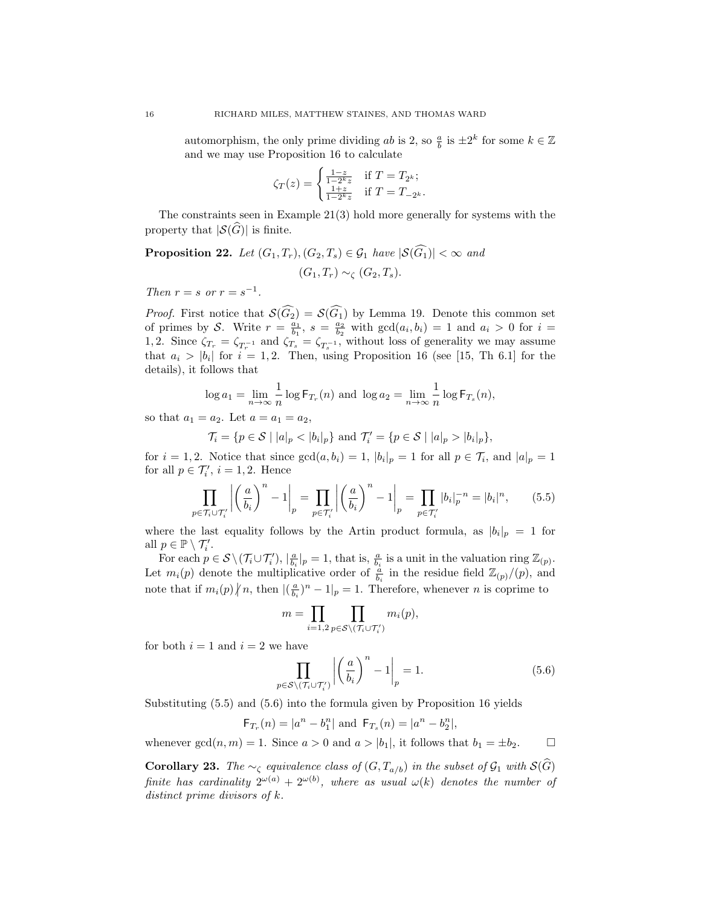automorphism, the only prime dividing $ab$ is 2, so $\frac{a}{b}$ is $\pm 2^k$ for some $k \in \mathbb{Z}$ and we may use Proposition 16 to calculate

$$\zeta_T(z) = \begin{cases} \frac{1-z}{1-2^k z} & \text{if } T = T_{2^k}; \\ \frac{1+z}{1-2^k z} & \text{if } T = T_{-2^k}. \end{cases}$$

The constraints seen in Example 21(3) hold more generally for systems with the property that $|\mathcal{S}(\widehat{G})|$ is finite.

**Proposition 22.** *Let $(G_1, T_r), (G_2, T_s) \in \mathcal{G}_1$ have $|\mathcal{S}(\widehat{G_1})| < \infty$ and*

$$(G_1, T_r) \sim_\zeta (G_2, T_s).$$

*Then $r = s$ or $r = s^{-1}$.*

*Proof.* First notice that $\mathcal{S}(\widehat{G_2}) = \mathcal{S}(\widehat{G_1})$ by Lemma 19. Denote this common set of primes by $\mathcal{S}$. Write $r = \frac{a_1}{b_1}$, $s = \frac{a_2}{b_2}$ with $\gcd(a_i, b_i) = 1$ and $a_i > 0$ for $i = 1, 2$. Since $\zeta_{T_r} = \zeta_{T_r^{-1}}$ and $\zeta_{T_s} = \zeta_{T_s^{-1}}$, without loss of generality we may assume that $a_i > |b_i|$ for $i = 1, 2$. Then, using Proposition 16 (see [15, Th 6.1] for the details), it follows that

$$\log a_1 = \lim_{n\to\infty} \frac{1}{n} \log \mathsf{F}_{T_r}(n) \text{ and } \log a_2 = \lim_{n\to\infty} \frac{1}{n} \log \mathsf{F}_{T_s}(n),$$

so that $a_1 = a_2$. Let $a = a_1 = a_2$,

$$\mathcal{T}_i = \{p \in \mathcal{S} \mid |a|_p < |b_i|_p\} \text{ and } \mathcal{T}_i' = \{p \in \mathcal{S} \mid |a|_p > |b_i|_p\},$$

for $i = 1, 2$. Notice that since $\gcd(a, b_i) = 1$, $|b_i|_p = 1$ for all $p \in \mathcal{T}_i$, and $|a|_p = 1$ for all $p \in \mathcal{T}_i'$, $i = 1, 2$. Hence

$$\prod_{p \in \mathcal{T}_i \cup \mathcal{T}_i'} \left| \left(\frac{a}{b_i}\right)^n - 1 \right|_p = \prod_{p \in \mathcal{T}_i'} \left| \left(\frac{a}{b_i}\right)^n - 1 \right|_p = \prod_{p \in \mathcal{T}_i'} |b_i|_p^{-n} = |b_i|^n, \tag{5.5}$$

where the last equality follows by the Artin product formula, as $|b_i|_p = 1$ for all $p \in \mathbb{P} \setminus \mathcal{T}_i'$.

For each $p \in \mathcal{S} \setminus (\mathcal{T}_i \cup \mathcal{T}_i')$, $|\frac{a}{b_i}|_p = 1$, that is, $\frac{a}{b_i}$ is a unit in the valuation ring $\mathbb{Z}_{(p)}$. Let $m_i(p)$ denote the multiplicative order of $\frac{a}{b_i}$ in the residue field $\mathbb{Z}_{(p)}/(p)$, and note that if $m_i(p) \nmid n$, then $|(\frac{a}{b_i})^n - 1|_p = 1$. Therefore, whenever $n$ is coprime to

$$m = \prod_{i=1,2} \prod_{p \in \mathcal{S} \setminus (\mathcal{T}_i \cup \mathcal{T}_i')} m_i(p),$$

for both $i = 1$ and $i = 2$ we have

$$\prod_{p \in \mathcal{S} \setminus (\mathcal{T}_i \cup \mathcal{T}_i')} \left| \left(\frac{a}{b_i}\right)^n - 1 \right|_p = 1. \tag{5.6}$$

Substituting (5.5) and (5.6) into the formula given by Proposition 16 yields

$$\mathsf{F}_{T_r}(n) = |a^n - b_1^n| \text{ and } \mathsf{F}_{T_s}(n) = |a^n - b_2^n|,$$

whenever $\gcd(n, m) = 1$. Since $a > 0$ and $a > |b_1|$, it follows that $b_1 = \pm b_2$. $\square$

**Corollary 23.** *The $\sim_\zeta$ equivalence class of $(G, T_{a/b})$ in the subset of $\mathcal{G}_1$ with $\mathcal{S}(\widehat{G})$ finite has cardinality $2^{\omega(a)} + 2^{\omega(b)}$, where as usual $\omega(k)$ denotes the number of distinct prime divisors of $k$.*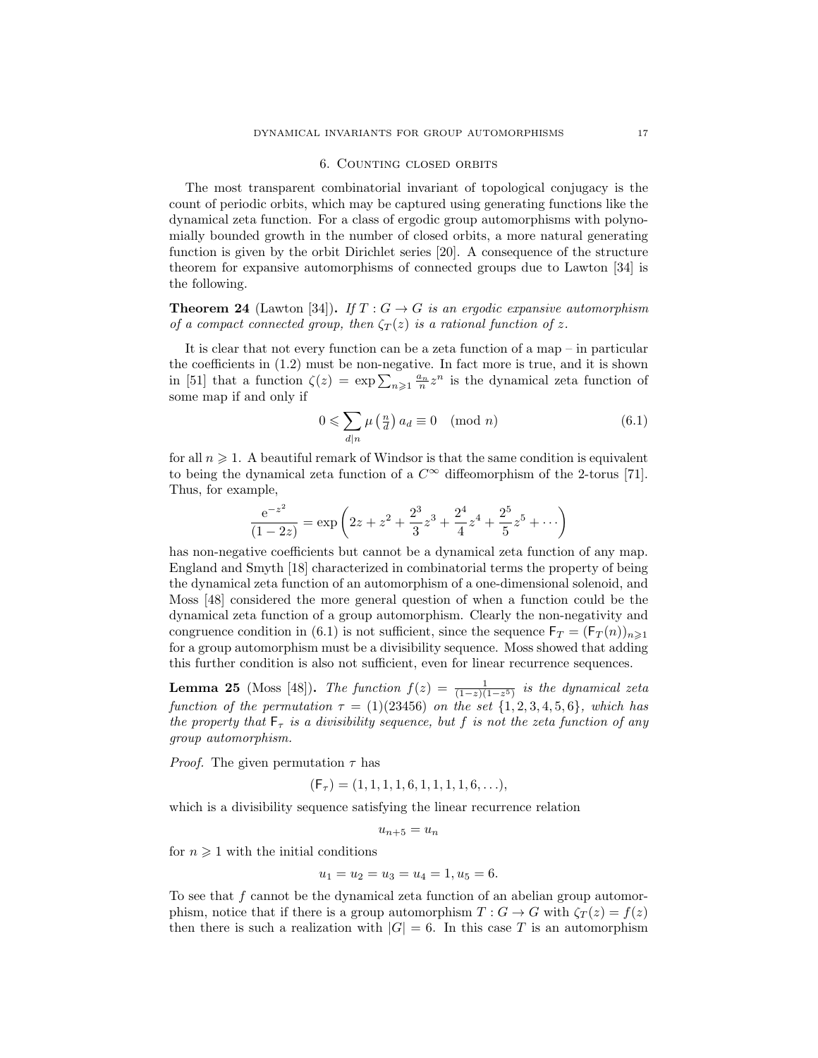## 6. Counting closed orbits

The most transparent combinatorial invariant of topological conjugacy is the count of periodic orbits, which may be captured using generating functions like the dynamical zeta function. For a class of ergodic group automorphisms with polynomially bounded growth in the number of closed orbits, a more natural generating function is given by the orbit Dirichlet series [20]. A consequence of the structure theorem for expansive automorphisms of connected groups due to Lawton [34] is the following.

**Theorem 24** (Lawton [34])**.** *If $T : G \to G$ is an ergodic expansive automorphism of a compact connected group, then $\zeta_T(z)$ is a rational function of $z$.*

It is clear that not every function can be a zeta function of a map – in particular the coefficients in (1.2) must be non-negative. In fact more is true, and it is shown in [51] that a function $\zeta(z) = \exp \sum_{n\geqslant 1} \frac{a_n}{n} z^n$ is the dynamical zeta function of some map if and only if

$$0 \leqslant \sum_{d|n} \mu\left(\tfrac{n}{d}\right) a_d \equiv 0 \pmod{n} \tag{6.1}$$

for all $n \geqslant 1$. A beautiful remark of Windsor is that the same condition is equivalent to being the dynamical zeta function of a $C^\infty$ diffeomorphism of the 2-torus [71]. Thus, for example,

$$\frac{\mathrm{e}^{-z^2}}{(1-2z)} = \exp\left(2z + z^2 + \frac{2^3}{3}z^3 + \frac{2^4}{4}z^4 + \frac{2^5}{5}z^5 + \cdots\right)$$

has non-negative coefficients but cannot be a dynamical zeta function of any map. England and Smyth [18] characterized in combinatorial terms the property of being the dynamical zeta function of an automorphism of a one-dimensional solenoid, and Moss [48] considered the more general question of when a function could be the dynamical zeta function of a group automorphism. Clearly the non-negativity and congruence condition in (6.1) is not sufficient, since the sequence $\mathsf{F}_T = (\mathsf{F}_T(n))_{n\geqslant 1}$ for a group automorphism must be a divisibility sequence. Moss showed that adding this further condition is also not sufficient, even for linear recurrence sequences.

**Lemma 25** (Moss [48])**.** *The function $f(z) = \frac{1}{(1-z)(1-z^5)}$ is the dynamical zeta function of the permutation $\tau = (1)(23456)$ on the set $\{1,2,3,4,5,6\}$, which has the property that $\mathsf{F}_\tau$ is a divisibility sequence, but $f$ is not the zeta function of any group automorphism.*

*Proof.* The given permutation $\tau$ has

$$(\mathsf{F}_\tau) = (1,1,1,1,6,1,1,1,1,6,\ldots),$$

which is a divisibility sequence satisfying the linear recurrence relation

$$u_{n+5} = u_n$$

for $n \geqslant 1$ with the initial conditions

$$u_1 = u_2 = u_3 = u_4 = 1, u_5 = 6.$$

To see that $f$ cannot be the dynamical zeta function of an abelian group automorphism, notice that if there is a group automorphism $T : G \to G$ with $\zeta_T(z) = f(z)$ then there is such a realization with $|G| = 6$. In this case $T$ is an automorphism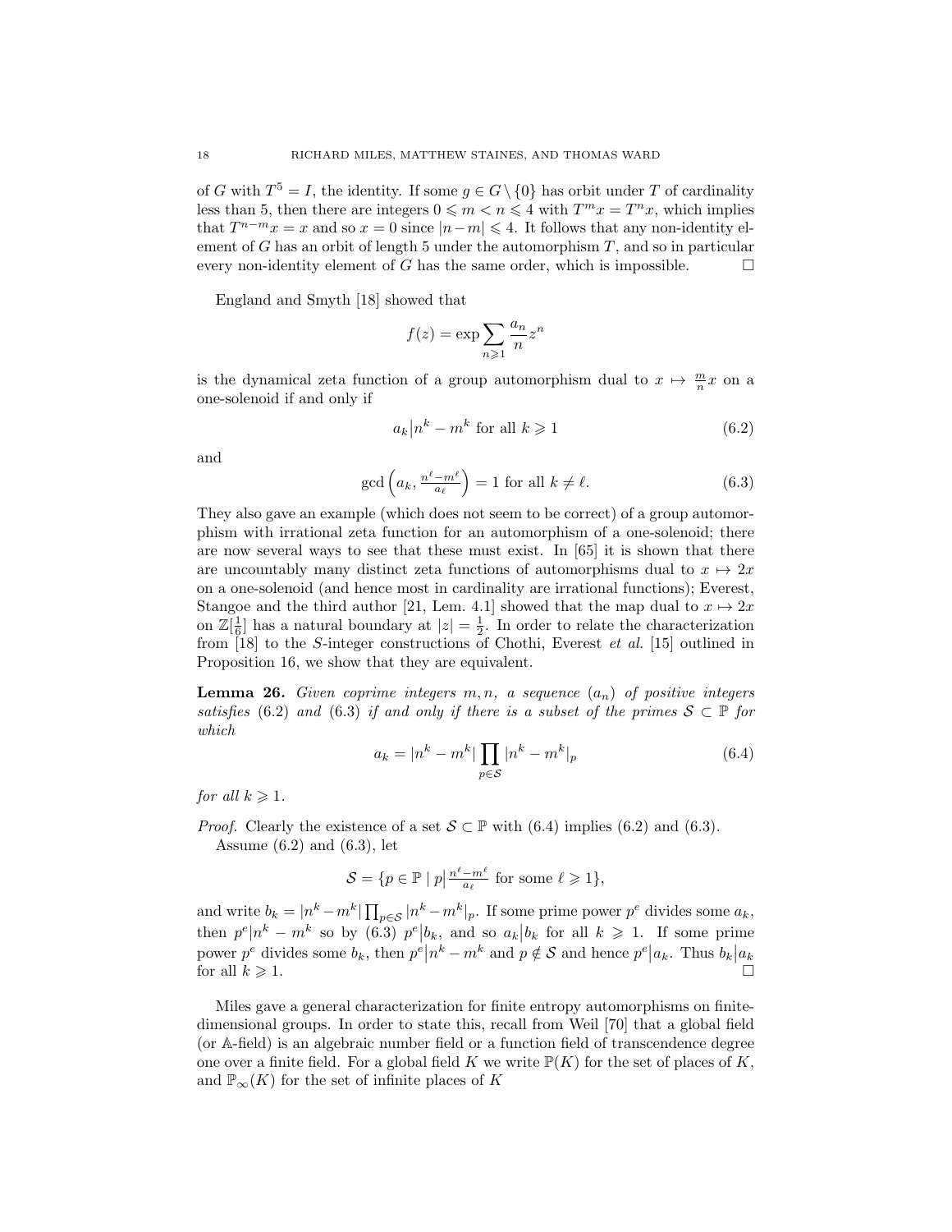of $G$ with $T^5 = I$, the identity. If some $g \in G \setminus \{0\}$ has orbit under $T$ of cardinality less than 5, then there are integers $0 \leqslant m < n \leqslant 4$ with $T^m x = T^n x$, which implies that $T^{n-m}x = x$ and so $x = 0$ since $|n-m| \leqslant 4$. It follows that any non-identity element of $G$ has an orbit of length 5 under the automorphism $T$, and so in particular every non-identity element of $G$ has the same order, which is impossible. $\square$

England and Smyth [18] showed that

$$f(z) = \exp \sum_{n \geqslant 1} \frac{a_n}{n} z^n$$

is the dynamical zeta function of a group automorphism dual to $x \mapsto \frac{m}{n}x$ on a one-solenoid if and only if

$$a_k \big| n^k - m^k \text{ for all } k \geqslant 1 \tag{6.2}$$

and

$$\gcd\left(a_k, \tfrac{n^\ell - m^\ell}{a_\ell}\right) = 1 \text{ for all } k \neq \ell. \tag{6.3}$$

They also gave an example (which does not seem to be correct) of a group automorphism with irrational zeta function for an automorphism of a one-solenoid; there are now several ways to see that these must exist. In [65] it is shown that there are uncountably many distinct zeta functions of automorphisms dual to $x \mapsto 2x$ on a one-solenoid (and hence most in cardinality are irrational functions); Everest, Stangoe and the third author [21, Lem. 4.1] showed that the map dual to $x \mapsto 2x$ on $\mathbb{Z}[\frac{1}{6}]$ has a natural boundary at $|z| = \frac{1}{2}$. In order to relate the characterization from [18] to the $S$-integer constructions of Chothi, Everest *et al.* [15] outlined in Proposition 16, we show that they are equivalent.

**Lemma 26.** *Given coprime integers $m, n$, a sequence $(a_n)$ of positive integers satisfies* (6.2) *and* (6.3) *if and only if there is a subset of the primes $\mathcal{S} \subset \mathbb{P}$ for which*

$$a_k = |n^k - m^k| \prod_{p \in \mathcal{S}} |n^k - m^k|_p \tag{6.4}$$

*for all $k \geqslant 1$.*

*Proof.* Clearly the existence of a set $\mathcal{S} \subset \mathbb{P}$ with (6.4) implies (6.2) and (6.3).

Assume (6.2) and (6.3), let

$$\mathcal{S} = \{p \in \mathbb{P} \mid p \big| \tfrac{n^\ell - m^\ell}{a_\ell} \text{ for some } \ell \geqslant 1\},$$

and write $b_k = |n^k - m^k| \prod_{p \in \mathcal{S}} |n^k - m^k|_p$. If some prime power $p^e$ divides some $a_k$, then $p^e | n^k - m^k$ so by (6.3) $p^e \big| b_k$, and so $a_k \big| b_k$ for all $k \geqslant 1$. If some prime power $p^e$ divides some $b_k$, then $p^e \big| n^k - m^k$ and $p \notin \mathcal{S}$ and hence $p^e \big| a_k$. Thus $b_k \big| a_k$ for all $k \geqslant 1$. $\square$

Miles gave a general characterization for finite entropy automorphisms on finite-dimensional groups. In order to state this, recall from Weil [70] that a global field (or $\mathbb{A}$-field) is an algebraic number field or a function field of transcendence degree one over a finite field. For a global field $K$ we write $\mathbb{P}(K)$ for the set of places of $K$, and $\mathbb{P}_\infty(K)$ for the set of infinite places of $K$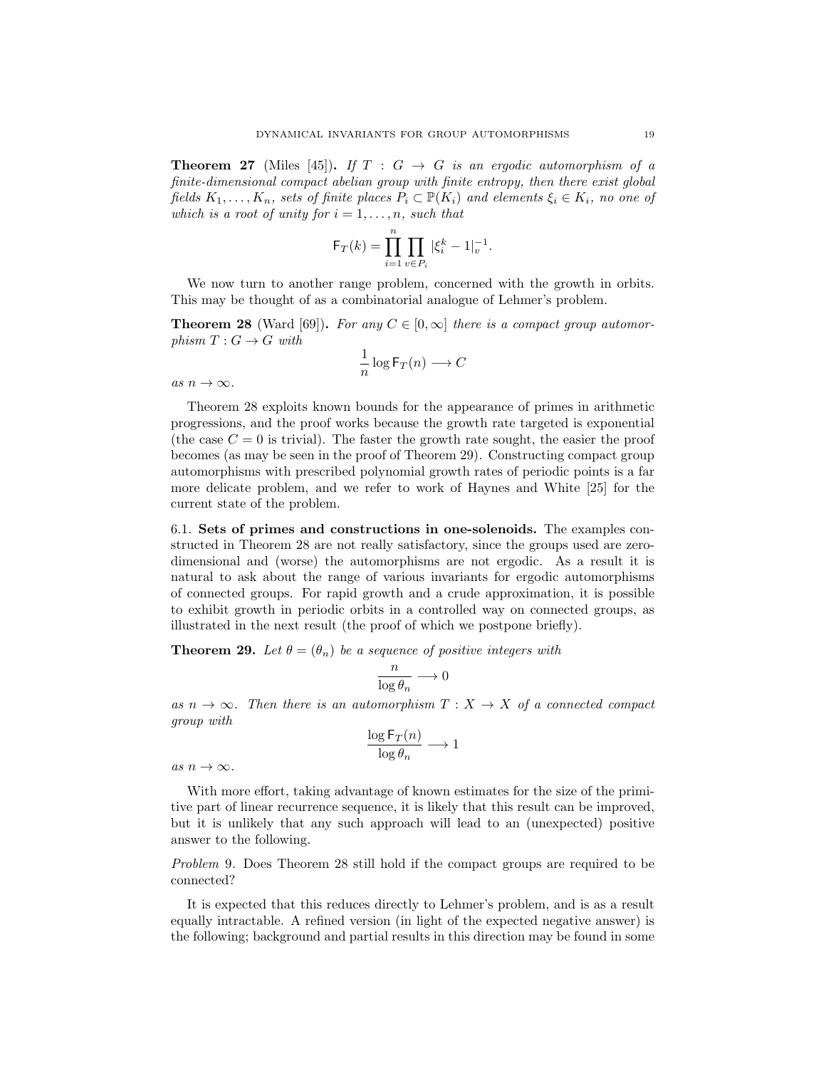**Theorem 27** (Miles [45])**.** *If $T : G \to G$ is an ergodic automorphism of a finite-dimensional compact abelian group with finite entropy, then there exist global fields $K_1, \dots, K_n$, sets of finite places $P_i \subset \mathbb{P}(K_i)$ and elements $\xi_i \in K_i$, no one of which is a root of unity for $i = 1, \dots, n$, such that*

$$\mathsf{F}_T(k) = \prod_{i=1}^{n} \prod_{v \in P_i} |\xi_i^k - 1|_v^{-1}.$$

We now turn to another range problem, concerned with the growth in orbits. This may be thought of as a combinatorial analogue of Lehmer's problem.

**Theorem 28** (Ward [69])**.** *For any $C \in [0, \infty]$ there is a compact group automorphism $T : G \to G$ with*

$$\frac{1}{n} \log \mathsf{F}_T(n) \longrightarrow C$$

*as $n \to \infty$.*

Theorem 28 exploits known bounds for the appearance of primes in arithmetic progressions, and the proof works because the growth rate targeted is exponential (the case $C = 0$ is trivial). The faster the growth rate sought, the easier the proof becomes (as may be seen in the proof of Theorem 29). Constructing compact group automorphisms with prescribed polynomial growth rates of periodic points is a far more delicate problem, and we refer to work of Haynes and White [25] for the current state of the problem.

### 6.1. Sets of primes and constructions in one-solenoids.

The examples constructed in Theorem 28 are not really satisfactory, since the groups used are zero-dimensional and (worse) the automorphisms are not ergodic. As a result it is natural to ask about the range of various invariants for ergodic automorphisms of connected groups. For rapid growth and a crude approximation, it is possible to exhibit growth in periodic orbits in a controlled way on connected groups, as illustrated in the next result (the proof of which we postpone briefly).

**Theorem 29.** *Let $\theta = (\theta_n)$ be a sequence of positive integers with*

$$\frac{n}{\log \theta_n} \longrightarrow 0$$

*as $n \to \infty$. Then there is an automorphism $T : X \to X$ of a connected compact group with*

$$\frac{\log \mathsf{F}_T(n)}{\log \theta_n} \longrightarrow 1$$

*as $n \to \infty$.*

With more effort, taking advantage of known estimates for the size of the primitive part of linear recurrence sequence, it is likely that this result can be improved, but it is unlikely that any such approach will lead to an (unexpected) positive answer to the following.

*Problem* 9. Does Theorem 28 still hold if the compact groups are required to be connected?

It is expected that this reduces directly to Lehmer's problem, and is as a result equally intractable. A refined version (in light of the expected negative answer) is the following; background and partial results in this direction may be found in some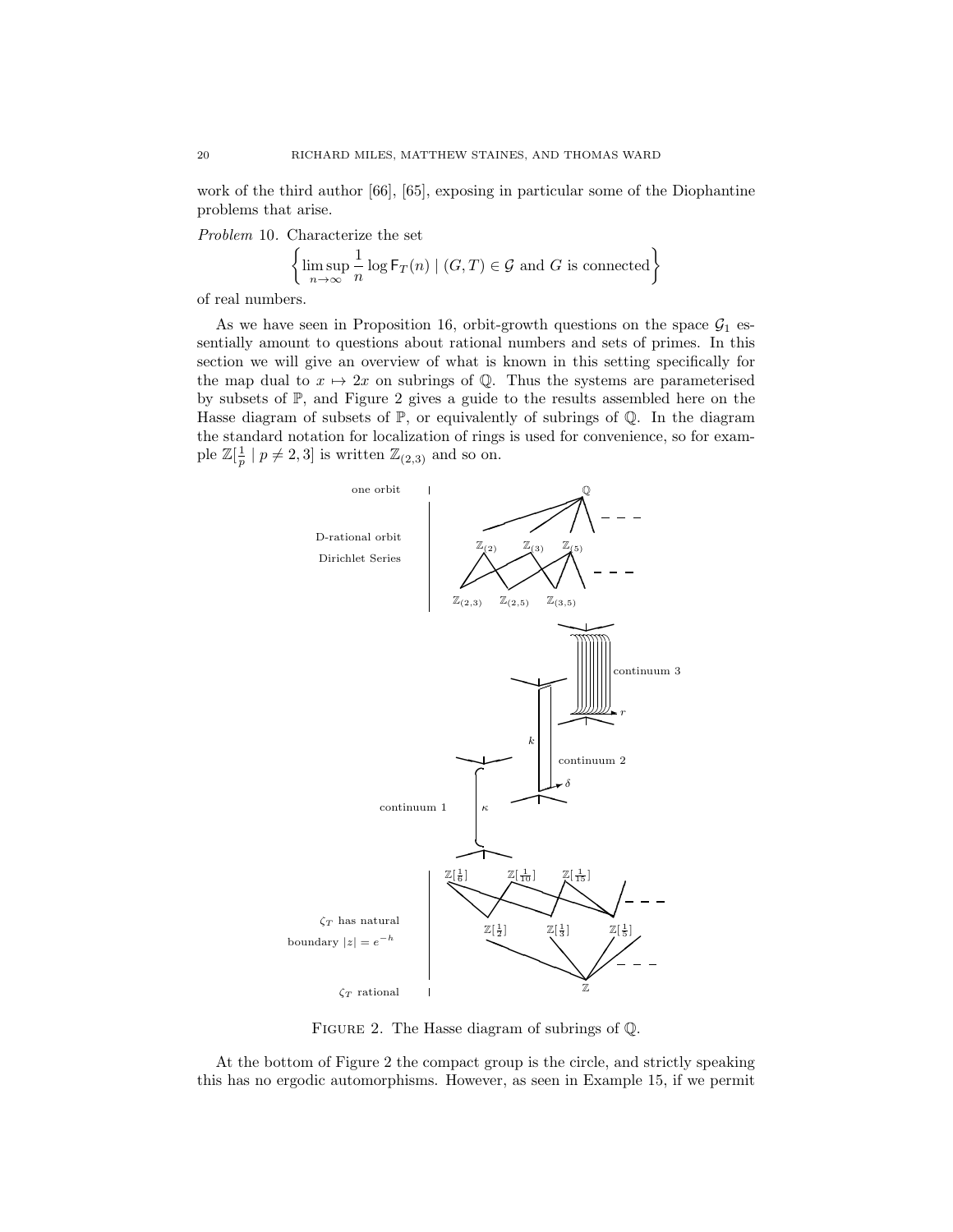work of the third author [66], [65], exposing in particular some of the Diophantine problems that arise.

*Problem* 10. Characterize the set

$$\left\{ \limsup_{n\to\infty} \frac{1}{n} \log \mathsf{F}_T(n) \mid (G,T) \in \mathcal{G} \text{ and } G \text{ is connected} \right\}$$

of real numbers.

As we have seen in Proposition 16, orbit-growth questions on the space $\mathcal{G}_1$ essentially amount to questions about rational numbers and sets of primes. In this section we will give an overview of what is known in this setting specifically for the map dual to $x \mapsto 2x$ on subrings of $\mathbb{Q}$. Thus the systems are parameterised by subsets of $\mathbb{P}$, and Figure 2 gives a guide to the results assembled here on the Hasse diagram of subsets of $\mathbb{P}$, or equivalently of subrings of $\mathbb{Q}$. In the diagram the standard notation for localization of rings is used for convenience, so for example $\mathbb{Z}[\frac{1}{p} \mid p \neq 2, 3]$ is written $\mathbb{Z}_{(2,3)}$ and so on.

FIGURE 2. The Hasse diagram of subrings of $\mathbb{Q}$.

At the bottom of Figure 2 the compact group is the circle, and strictly speaking this has no ergodic automorphisms. However, as seen in Example 15, if we permit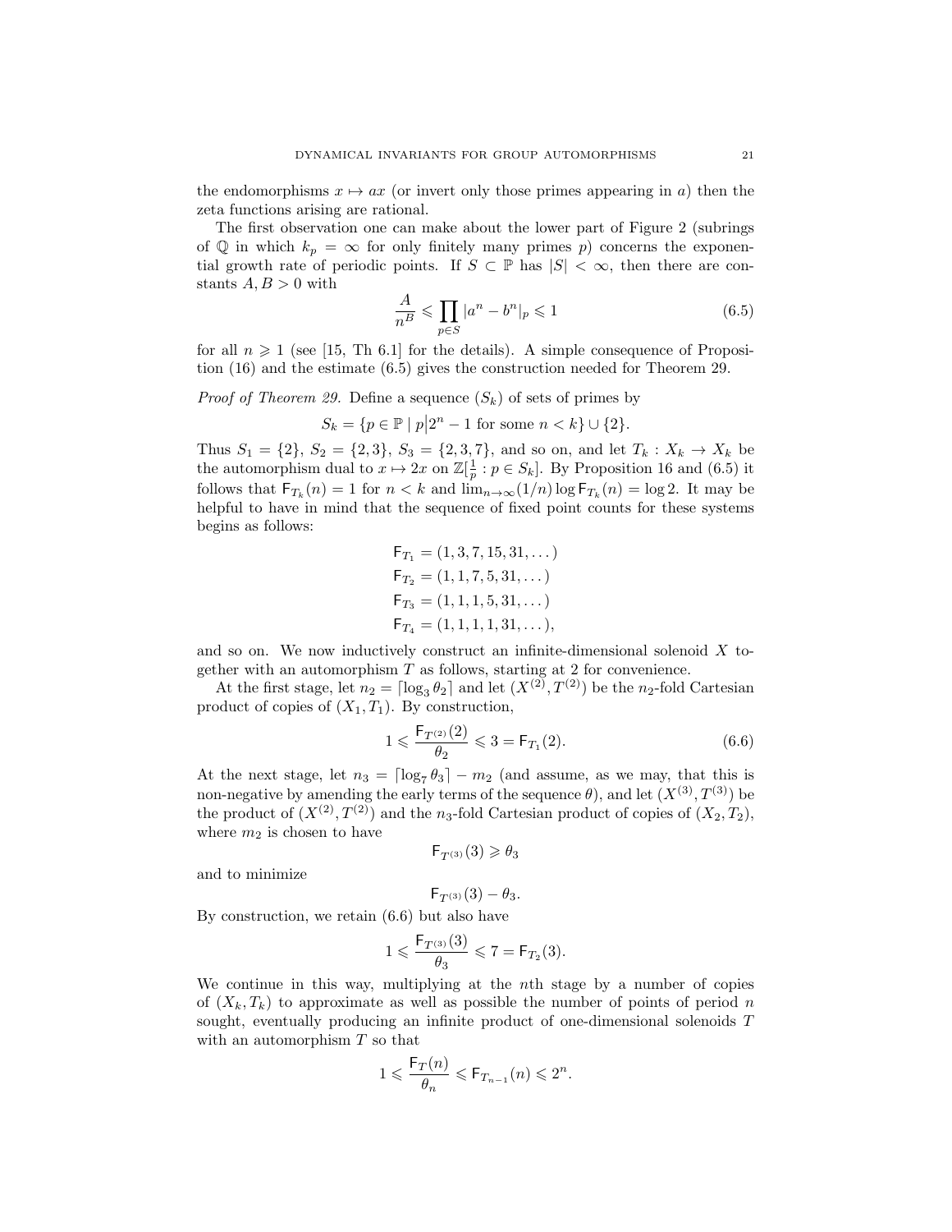the endomorphisms $x \mapsto ax$ (or invert only those primes appearing in $a$) then the zeta functions arising are rational.

The first observation one can make about the lower part of Figure 2 (subrings of $\mathbb{Q}$ in which $k_p = \infty$ for only finitely many primes $p$) concerns the exponential growth rate of periodic points. If $S \subset \mathbb{P}$ has $|S| < \infty$, then there are constants $A, B > 0$ with

$$\frac{A}{n^B} \leqslant \prod_{p \in S} |a^n - b^n|_p \leqslant 1 \tag{6.5}$$

for all $n \geqslant 1$ (see [15, Th 6.1] for the details). A simple consequence of Proposition (16) and the estimate (6.5) gives the construction needed for Theorem 29.

*Proof of Theorem 29.* Define a sequence $(S_k)$ of sets of primes by

$$S_k = \{p \in \mathbb{P} \mid p \big| 2^n - 1 \text{ for some } n < k\} \cup \{2\}.$$

Thus $S_1 = \{2\}$, $S_2 = \{2, 3\}$, $S_3 = \{2, 3, 7\}$, and so on, and let $T_k : X_k \to X_k$ be the automorphism dual to $x \mapsto 2x$ on $\mathbb{Z}[\frac{1}{p} : p \in S_k]$. By Proposition 16 and (6.5) it follows that $\mathsf{F}_{T_k}(n) = 1$ for $n < k$ and $\lim_{n\to\infty}(1/n)\log \mathsf{F}_{T_k}(n) = \log 2$. It may be helpful to have in mind that the sequence of fixed point counts for these systems begins as follows:

$$\begin{aligned}
\mathsf{F}_{T_1} &= (1, 3, 7, 15, 31, \dots) \\
\mathsf{F}_{T_2} &= (1, 1, 7, 5, 31, \dots) \\
\mathsf{F}_{T_3} &= (1, 1, 1, 5, 31, \dots) \\
\mathsf{F}_{T_4} &= (1, 1, 1, 1, 31, \dots),
\end{aligned}$$

and so on. We now inductively construct an infinite-dimensional solenoid $X$ together with an automorphism $T$ as follows, starting at 2 for convenience.

At the first stage, let $n_2 = \lceil \log_3 \theta_2 \rceil$ and let $(X^{(2)}, T^{(2)})$ be the $n_2$-fold Cartesian product of copies of $(X_1, T_1)$. By construction,

$$1 \leqslant \frac{\mathsf{F}_{T^{(2)}}(2)}{\theta_2} \leqslant 3 = \mathsf{F}_{T_1}(2). \tag{6.6}$$

At the next stage, let $n_3 = \lceil \log_7 \theta_3 \rceil - m_2$ (and assume, as we may, that this is non-negative by amending the early terms of the sequence $\theta$), and let $(X^{(3)}, T^{(3)})$ be the product of $(X^{(2)}, T^{(2)})$ and the $n_3$-fold Cartesian product of copies of $(X_2, T_2)$, where $m_2$ is chosen to have

$$\mathsf{F}_{T^{(3)}}(3) \geqslant \theta_3$$

and to minimize

$$\mathsf{F}_{T^{(3)}}(3) - \theta_3.$$

By construction, we retain (6.6) but also have

$$1 \leqslant \frac{\mathsf{F}_{T^{(3)}}(3)}{\theta_3} \leqslant 7 = \mathsf{F}_{T_2}(3).$$

We continue in this way, multiplying at the $n$th stage by a number of copies of $(X_k, T_k)$ to approximate as well as possible the number of points of period $n$ sought, eventually producing an infinite product of one-dimensional solenoids $T$ with an automorphism $T$ so that

$$1 \leqslant \frac{\mathsf{F}_T(n)}{\theta_n} \leqslant \mathsf{F}_{T_{n-1}}(n) \leqslant 2^n.$$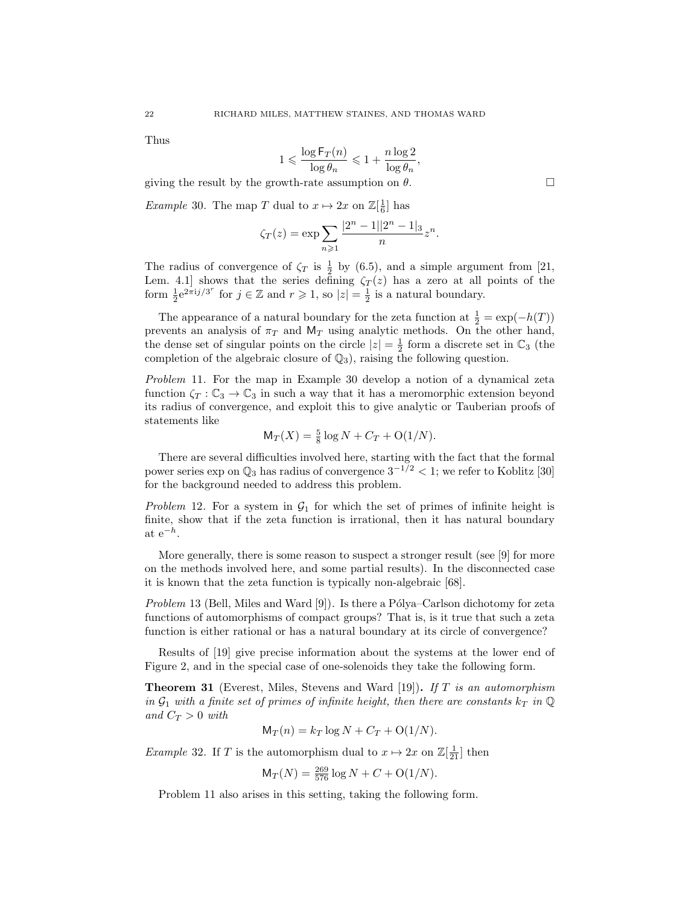Thus

$$1 \leqslant \frac{\log \mathsf{F}_T(n)}{\log \theta_n} \leqslant 1 + \frac{n \log 2}{\log \theta_n},$$

giving the result by the growth-rate assumption on $\theta$. $\square$

*Example* 30. The map $T$ dual to $x \mapsto 2x$ on $\mathbb{Z}[\frac{1}{6}]$ has

$$\zeta_T(z) = \exp \sum_{n \geqslant 1} \frac{|2^n - 1||2^n - 1|_3}{n} z^n.$$

The radius of convergence of $\zeta_T$ is $\frac{1}{2}$ by (6.5), and a simple argument from [21, Lem. 4.1] shows that the series defining $\zeta_T(z)$ has a zero at all points of the form $\frac{1}{2}\mathrm{e}^{2\pi \mathrm{i} j/3^r}$ for $j \in \mathbb{Z}$ and $r \geqslant 1$, so $|z| = \frac{1}{2}$ is a natural boundary.

The appearance of a natural boundary for the zeta function at $\frac{1}{2} = \exp(-h(T))$ prevents an analysis of $\pi_T$ and $\mathsf{M}_T$ using analytic methods. On the other hand, the dense set of singular points on the circle $|z| = \frac{1}{2}$ form a discrete set in $\mathbb{C}_3$ (the completion of the algebraic closure of $\mathbb{Q}_3$), raising the following question.

*Problem* 11. For the map in Example 30 develop a notion of a dynamical zeta function $\zeta_T : \mathbb{C}_3 \to \mathbb{C}_3$ in such a way that it has a meromorphic extension beyond its radius of convergence, and exploit this to give analytic or Tauberian proofs of statements like

$$\mathsf{M}_T(X) = \tfrac{5}{8} \log N + C_T + \mathrm{O}(1/N).$$

There are several difficulties involved here, starting with the fact that the formal power series exp on $\mathbb{Q}_3$ has radius of convergence $3^{-1/2} < 1$; we refer to Koblitz [30] for the background needed to address this problem.

*Problem* 12. For a system in $\mathcal{G}_1$ for which the set of primes of infinite height is finite, show that if the zeta function is irrational, then it has natural boundary at $\mathrm{e}^{-h}$.

More generally, there is some reason to suspect a stronger result (see [9] for more on the methods involved here, and some partial results). In the disconnected case it is known that the zeta function is typically non-algebraic [68].

*Problem* 13 (Bell, Miles and Ward [9]). Is there a Pólya–Carlson dichotomy for zeta functions of automorphisms of compact groups? That is, is it true that such a zeta function is either rational or has a natural boundary at its circle of convergence?

Results of [19] give precise information about the systems at the lower end of Figure 2, and in the special case of one-solenoids they take the following form.

**Theorem 31** (Everest, Miles, Stevens and Ward [19])**.** *If $T$ is an automorphism in $\mathcal{G}_1$ with a finite set of primes of infinite height, then there are constants $k_T$ in $\mathbb{Q}$ and $C_T > 0$ with*

$$\mathsf{M}_T(n) = k_T \log N + C_T + \mathrm{O}(1/N).$$

*Example* 32. If $T$ is the automorphism dual to $x \mapsto 2x$ on $\mathbb{Z}[\frac{1}{21}]$ then

$$\mathsf{M}_T(N) = \tfrac{269}{576} \log N + C + \mathrm{O}(1/N).$$

Problem 11 also arises in this setting, taking the following form.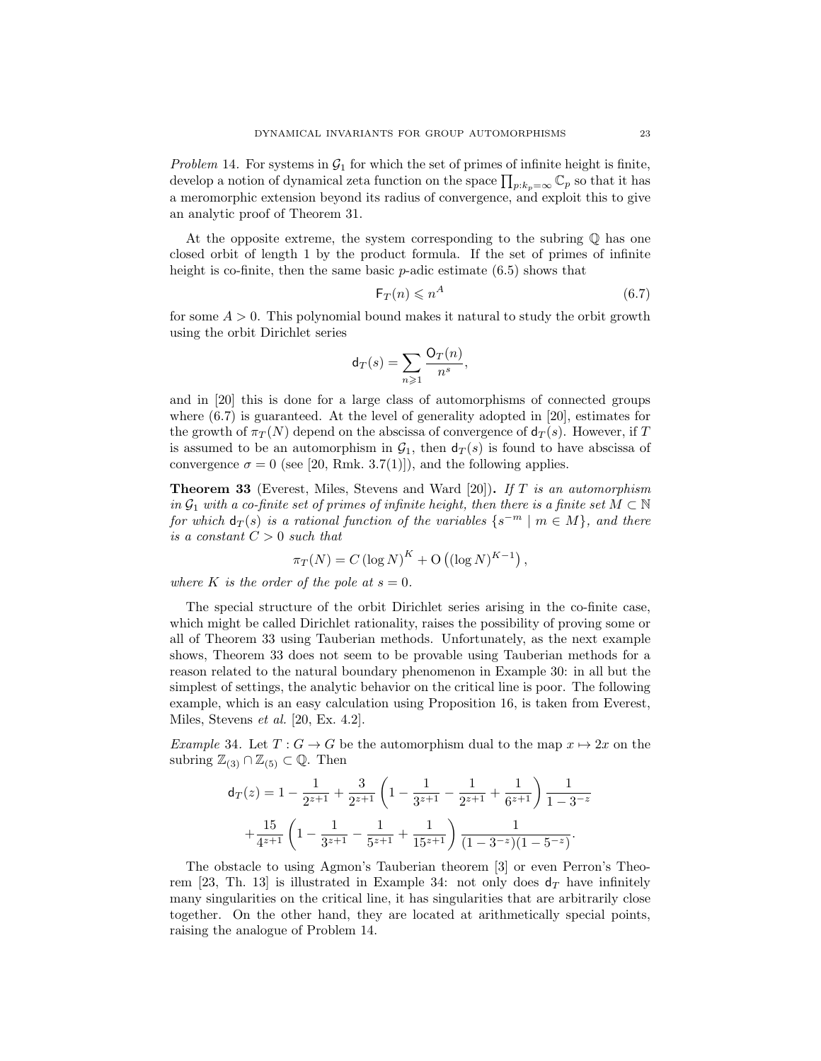*Problem* 14. For systems in $\mathcal{G}_1$ for which the set of primes of infinite height is finite, develop a notion of dynamical zeta function on the space $\prod_{p:k_p=\infty}\mathbb{C}_p$ so that it has a meromorphic extension beyond its radius of convergence, and exploit this to give an analytic proof of Theorem 31.

At the opposite extreme, the system corresponding to the subring $\mathbb{Q}$ has one closed orbit of length 1 by the product formula. If the set of primes of infinite height is co-finite, then the same basic $p$-adic estimate (6.5) shows that

$$\mathsf{F}_T(n) \leqslant n^A \tag{6.7}$$

for some $A > 0$. This polynomial bound makes it natural to study the orbit growth using the orbit Dirichlet series

$$\mathsf{d}_T(s) = \sum_{n\geqslant 1} \frac{\mathsf{O}_T(n)}{n^s},$$

and in [20] this is done for a large class of automorphisms of connected groups where (6.7) is guaranteed. At the level of generality adopted in [20], estimates for the growth of $\pi_T(N)$ depend on the abscissa of convergence of $\mathsf{d}_T(s)$. However, if $T$ is assumed to be an automorphism in $\mathcal{G}_1$, then $\mathsf{d}_T(s)$ is found to have abscissa of convergence $\sigma = 0$ (see [20, Rmk. 3.7(1)]), and the following applies.

**Theorem 33** (Everest, Miles, Stevens and Ward [20])**.** *If $T$ is an automorphism in $\mathcal{G}_1$ with a co-finite set of primes of infinite height, then there is a finite set $M \subset \mathbb{N}$ for which $\mathsf{d}_T(s)$ is a rational function of the variables $\{s^{-m} \mid m \in M\}$, and there is a constant $C > 0$ such that*

$$\pi_T(N) = C\,(\log N)^K + \mathrm{O}\left((\log N)^{K-1}\right),$$

*where $K$ is the order of the pole at $s = 0$.*

The special structure of the orbit Dirichlet series arising in the co-finite case, which might be called Dirichlet rationality, raises the possibility of proving some or all of Theorem 33 using Tauberian methods. Unfortunately, as the next example shows, Theorem 33 does not seem to be provable using Tauberian methods for a reason related to the natural boundary phenomenon in Example 30: in all but the simplest of settings, the analytic behavior on the critical line is poor. The following example, which is an easy calculation using Proposition 16, is taken from Everest, Miles, Stevens *et al.* [20, Ex. 4.2].

*Example* 34. Let $T : G \to G$ be the automorphism dual to the map $x \mapsto 2x$ on the subring $\mathbb{Z}_{(3)} \cap \mathbb{Z}_{(5)} \subset \mathbb{Q}$. Then

$$\begin{aligned}\mathsf{d}_T(z) = 1 - \frac{1}{2^{z+1}} + \frac{3}{2^{z+1}}\left(1 - \frac{1}{3^{z+1}} - \frac{1}{2^{z+1}} + \frac{1}{6^{z+1}}\right)\frac{1}{1-3^{-z}} \\ + \frac{15}{4^{z+1}}\left(1 - \frac{1}{3^{z+1}} - \frac{1}{5^{z+1}} + \frac{1}{15^{z+1}}\right)\frac{1}{(1-3^{-z})(1-5^{-z})}.\end{aligned}$$

The obstacle to using Agmon's Tauberian theorem [3] or even Perron's Theorem [23, Th. 13] is illustrated in Example 34: not only does $\mathsf{d}_T$ have infinitely many singularities on the critical line, it has singularities that are arbitrarily close together. On the other hand, they are located at arithmetically special points, raising the analogue of Problem 14.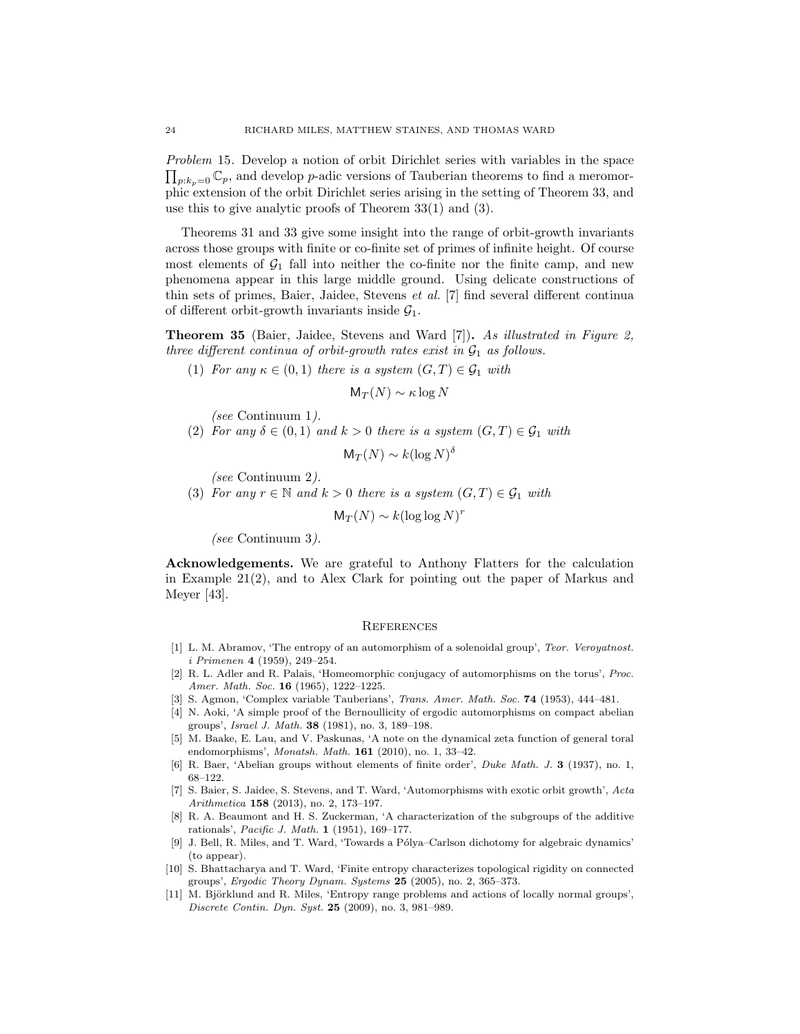*Problem* 15. Develop a notion of orbit Dirichlet series with variables in the space $\prod_{p:k_p=0}\mathbb{C}_p$, and develop $p$-adic versions of Tauberian theorems to find a meromorphic extension of the orbit Dirichlet series arising in the setting of Theorem 33, and use this to give analytic proofs of Theorem 33(1) and (3).

Theorems 31 and 33 give some insight into the range of orbit-growth invariants across those groups with finite or co-finite set of primes of infinite height. Of course most elements of $\mathcal{G}_1$ fall into neither the co-finite nor the finite camp, and new phenomena appear in this large middle ground. Using delicate constructions of thin sets of primes, Baier, Jaidee, Stevens *et al.* [7] find several different continua of different orbit-growth invariants inside $\mathcal{G}_1$.

**Theorem 35** (Baier, Jaidee, Stevens and Ward [7])**.** *As illustrated in Figure 2, three different continua of orbit-growth rates exist in $\mathcal{G}_1$ as follows.*

(1) *For any $\kappa \in (0,1)$ there is a system $(G,T) \in \mathcal{G}_1$ with*

$$\mathsf{M}_T(N) \sim \kappa \log N$$

*(see* Continuum 1*).*

(2) *For any $\delta \in (0,1)$ and $k > 0$ there is a system $(G,T) \in \mathcal{G}_1$ with*

$$\mathsf{M}_T(N) \sim k(\log N)^{\delta}$$

*(see* Continuum 2*).*

(3) *For any $r \in \mathbb{N}$ and $k > 0$ there is a system $(G,T) \in \mathcal{G}_1$ with*

$$\mathsf{M}_T(N) \sim k(\log\log N)^{r}$$

*(see* Continuum 3*).*

**Acknowledgements.** We are grateful to Anthony Flatters for the calculation in Example 21(2), and to Alex Clark for pointing out the paper of Markus and Meyer [43].

## References

[1] L. M. Abramov, 'The entropy of an automorphism of a solenoidal group', *Teor. Veroyatnost. i Primenen* **4** (1959), 249–254.

[2] R. L. Adler and R. Palais, 'Homeomorphic conjugacy of automorphisms on the torus', *Proc. Amer. Math. Soc.* **16** (1965), 1222–1225.

[3] S. Agmon, 'Complex variable Tauberians', *Trans. Amer. Math. Soc.* **74** (1953), 444–481.

[4] N. Aoki, 'A simple proof of the Bernoullicity of ergodic automorphisms on compact abelian groups', *Israel J. Math.* **38** (1981), no. 3, 189–198.

[5] M. Baake, E. Lau, and V. Paskunas, 'A note on the dynamical zeta function of general toral endomorphisms', *Monatsh. Math.* **161** (2010), no. 1, 33–42.

[6] R. Baer, 'Abelian groups without elements of finite order', *Duke Math. J.* **3** (1937), no. 1, 68–122.

[7] S. Baier, S. Jaidee, S. Stevens, and T. Ward, 'Automorphisms with exotic orbit growth', *Acta Arithmetica* **158** (2013), no. 2, 173–197.

[8] R. A. Beaumont and H. S. Zuckerman, 'A characterization of the subgroups of the additive rationals', *Pacific J. Math.* **1** (1951), 169–177.

[9] J. Bell, R. Miles, and T. Ward, 'Towards a Pólya–Carlson dichotomy for algebraic dynamics' (to appear).

[10] S. Bhattacharya and T. Ward, 'Finite entropy characterizes topological rigidity on connected groups', *Ergodic Theory Dynam. Systems* **25** (2005), no. 2, 365–373.

[11] M. Björklund and R. Miles, 'Entropy range problems and actions of locally normal groups', *Discrete Contin. Dyn. Syst.* **25** (2009), no. 3, 981–989.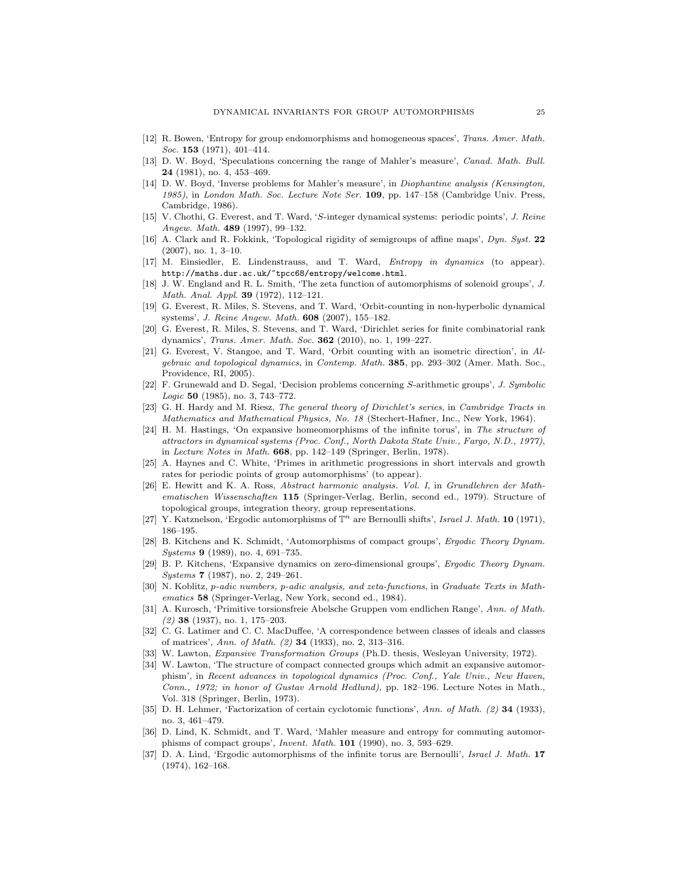- [12] R. Bowen, 'Entropy for group endomorphisms and homogeneous spaces', *Trans. Amer. Math. Soc.* **153** (1971), 401–414.
- [13] D. W. Boyd, 'Speculations concerning the range of Mahler's measure', *Canad. Math. Bull.* **24** (1981), no. 4, 453–469.
- [14] D. W. Boyd, 'Inverse problems for Mahler's measure', in *Diophantine analysis (Kensington, 1985)*, in *London Math. Soc. Lecture Note Ser.* **109**, pp. 147–158 (Cambridge Univ. Press, Cambridge, 1986).
- [15] V. Chothi, G. Everest, and T. Ward, '$S$-integer dynamical systems: periodic points', *J. Reine Angew. Math.* **489** (1997), 99–132.
- [16] A. Clark and R. Fokkink, 'Topological rigidity of semigroups of affine maps', *Dyn. Syst.* **22** (2007), no. 1, 3–10.
- [17] M. Einsiedler, E. Lindenstrauss, and T. Ward, *Entropy in dynamics* (to appear). `http://maths.dur.ac.uk/~tpcc68/entropy/welcome.html`.
- [18] J. W. England and R. L. Smith, 'The zeta function of automorphisms of solenoid groups', *J. Math. Anal. Appl.* **39** (1972), 112–121.
- [19] G. Everest, R. Miles, S. Stevens, and T. Ward, 'Orbit-counting in non-hyperbolic dynamical systems', *J. Reine Angew. Math.* **608** (2007), 155–182.
- [20] G. Everest, R. Miles, S. Stevens, and T. Ward, 'Dirichlet series for finite combinatorial rank dynamics', *Trans. Amer. Math. Soc.* **362** (2010), no. 1, 199–227.
- [21] G. Everest, V. Stangoe, and T. Ward, 'Orbit counting with an isometric direction', in *Algebraic and topological dynamics*, in *Contemp. Math.* **385**, pp. 293–302 (Amer. Math. Soc., Providence, RI, 2005).
- [22] F. Grunewald and D. Segal, 'Decision problems concerning $S$-arithmetic groups', *J. Symbolic Logic* **50** (1985), no. 3, 743–772.
- [23] G. H. Hardy and M. Riesz, *The general theory of Dirichlet's series*, in *Cambridge Tracts in Mathematics and Mathematical Physics, No. 18* (Stechert-Hafner, Inc., New York, 1964).
- [24] H. M. Hastings, 'On expansive homeomorphisms of the infinite torus', in *The structure of attractors in dynamical systems (Proc. Conf., North Dakota State Univ., Fargo, N.D., 1977)*, in *Lecture Notes in Math.* **668**, pp. 142–149 (Springer, Berlin, 1978).
- [25] A. Haynes and C. White, 'Primes in arithmetic progressions in short intervals and growth rates for periodic points of group automorphisms' (to appear).
- [26] E. Hewitt and K. A. Ross, *Abstract harmonic analysis. Vol. I*, in *Grundlehren der Mathematischen Wissenschaften* **115** (Springer-Verlag, Berlin, second ed., 1979). Structure of topological groups, integration theory, group representations.
- [27] Y. Katznelson, 'Ergodic automorphisms of $\mathbb{T}^n$ are Bernoulli shifts', *Israel J. Math.* **10** (1971), 186–195.
- [28] B. Kitchens and K. Schmidt, 'Automorphisms of compact groups', *Ergodic Theory Dynam. Systems* **9** (1989), no. 4, 691–735.
- [29] B. P. Kitchens, 'Expansive dynamics on zero-dimensional groups', *Ergodic Theory Dynam. Systems* **7** (1987), no. 2, 249–261.
- [30] N. Koblitz, *p-adic numbers, p-adic analysis, and zeta-functions*, in *Graduate Texts in Mathematics* **58** (Springer-Verlag, New York, second ed., 1984).
- [31] A. Kurosch, 'Primitive torsionsfreie Abelsche Gruppen vom endlichen Range', *Ann. of Math. (2)* **38** (1937), no. 1, 175–203.
- [32] C. G. Latimer and C. C. MacDuffee, 'A correspondence between classes of ideals and classes of matrices', *Ann. of Math. (2)* **34** (1933), no. 2, 313–316.
- [33] W. Lawton, *Expansive Transformation Groups* (Ph.D. thesis, Wesleyan University, 1972).
- [34] W. Lawton, 'The structure of compact connected groups which admit an expansive automorphism', in *Recent advances in topological dynamics (Proc. Conf., Yale Univ., New Haven, Conn., 1972; in honor of Gustav Arnold Hedlund)*, pp. 182–196. Lecture Notes in Math., Vol. 318 (Springer, Berlin, 1973).
- [35] D. H. Lehmer, 'Factorization of certain cyclotomic functions', *Ann. of Math. (2)* **34** (1933), no. 3, 461–479.
- [36] D. Lind, K. Schmidt, and T. Ward, 'Mahler measure and entropy for commuting automorphisms of compact groups', *Invent. Math.* **101** (1990), no. 3, 593–629.
- [37] D. A. Lind, 'Ergodic automorphisms of the infinite torus are Bernoulli', *Israel J. Math.* **17** (1974), 162–168.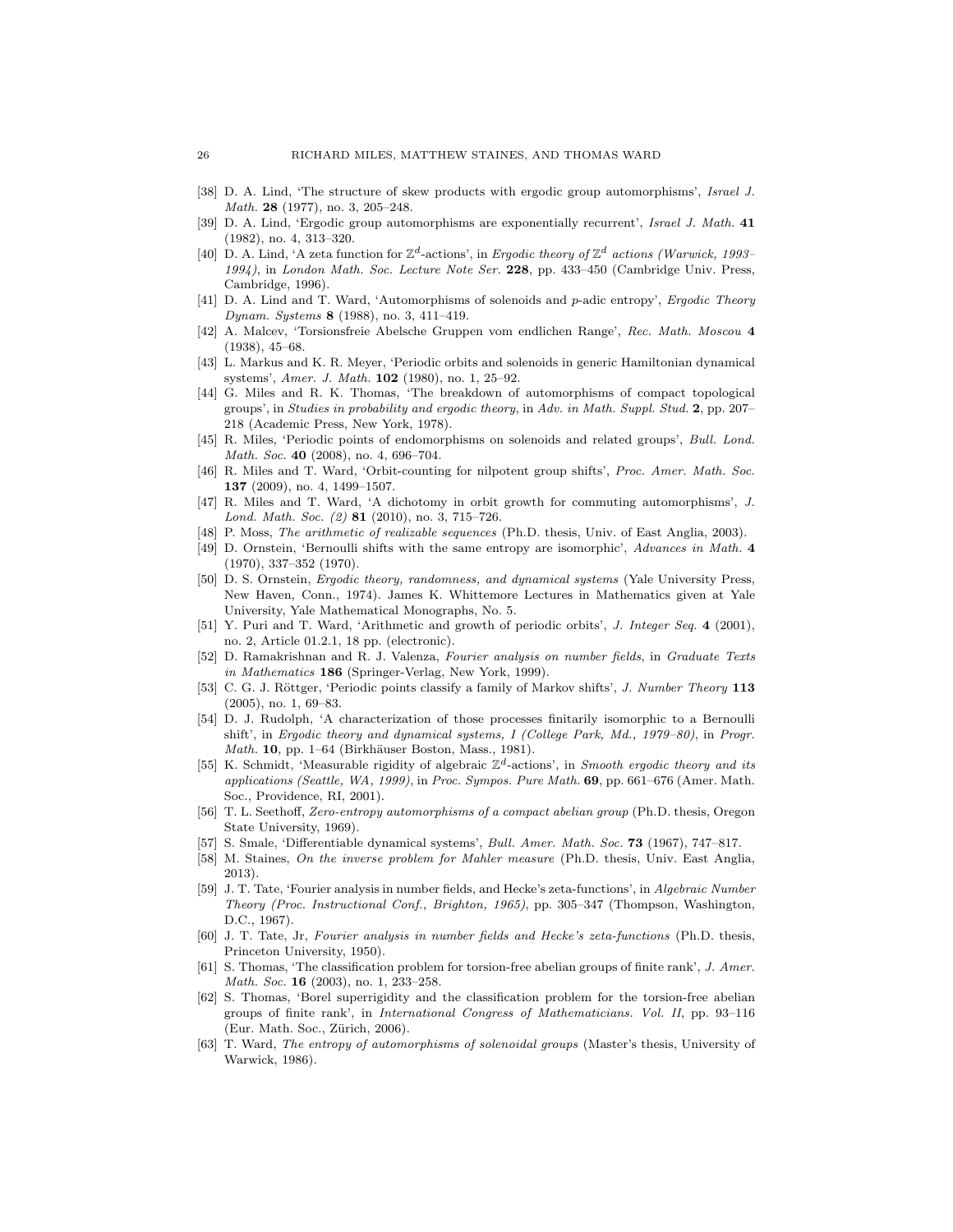[38] D. A. Lind, 'The structure of skew products with ergodic group automorphisms', *Israel J. Math.* **28** (1977), no. 3, 205–248.

[39] D. A. Lind, 'Ergodic group automorphisms are exponentially recurrent', *Israel J. Math.* **41** (1982), no. 4, 313–320.

[40] D. A. Lind, 'A zeta function for $\mathbb{Z}^d$-actions', in *Ergodic theory of $\mathbb{Z}^d$ actions (Warwick, 1993–1994)*, in *London Math. Soc. Lecture Note Ser.* **228**, pp. 433–450 (Cambridge Univ. Press, Cambridge, 1996).

[41] D. A. Lind and T. Ward, 'Automorphisms of solenoids and $p$-adic entropy', *Ergodic Theory Dynam. Systems* **8** (1988), no. 3, 411–419.

[42] A. Malcev, 'Torsionsfreie Abelsche Gruppen vom endlichen Range', *Rec. Math. Moscou* **4** (1938), 45–68.

[43] L. Markus and K. R. Meyer, 'Periodic orbits and solenoids in generic Hamiltonian dynamical systems', *Amer. J. Math.* **102** (1980), no. 1, 25–92.

[44] G. Miles and R. K. Thomas, 'The breakdown of automorphisms of compact topological groups', in *Studies in probability and ergodic theory*, in *Adv. in Math. Suppl. Stud.* **2**, pp. 207–218 (Academic Press, New York, 1978).

[45] R. Miles, 'Periodic points of endomorphisms on solenoids and related groups', *Bull. Lond. Math. Soc.* **40** (2008), no. 4, 696–704.

[46] R. Miles and T. Ward, 'Orbit-counting for nilpotent group shifts', *Proc. Amer. Math. Soc.* **137** (2009), no. 4, 1499–1507.

[47] R. Miles and T. Ward, 'A dichotomy in orbit growth for commuting automorphisms', *J. Lond. Math. Soc. (2)* **81** (2010), no. 3, 715–726.

[48] P. Moss, *The arithmetic of realizable sequences* (Ph.D. thesis, Univ. of East Anglia, 2003).

[49] D. Ornstein, 'Bernoulli shifts with the same entropy are isomorphic', *Advances in Math.* **4** (1970), 337–352 (1970).

[50] D. S. Ornstein, *Ergodic theory, randomness, and dynamical systems* (Yale University Press, New Haven, Conn., 1974). James K. Whittemore Lectures in Mathematics given at Yale University, Yale Mathematical Monographs, No. 5.

[51] Y. Puri and T. Ward, 'Arithmetic and growth of periodic orbits', *J. Integer Seq.* **4** (2001), no. 2, Article 01.2.1, 18 pp. (electronic).

[52] D. Ramakrishnan and R. J. Valenza, *Fourier analysis on number fields*, in *Graduate Texts in Mathematics* **186** (Springer-Verlag, New York, 1999).

[53] C. G. J. Röttger, 'Periodic points classify a family of Markov shifts', *J. Number Theory* **113** (2005), no. 1, 69–83.

[54] D. J. Rudolph, 'A characterization of those processes finitarily isomorphic to a Bernoulli shift', in *Ergodic theory and dynamical systems, I (College Park, Md., 1979–80)*, in *Progr. Math.* **10**, pp. 1–64 (Birkhäuser Boston, Mass., 1981).

[55] K. Schmidt, 'Measurable rigidity of algebraic $\mathbb{Z}^d$-actions', in *Smooth ergodic theory and its applications (Seattle, WA, 1999)*, in *Proc. Sympos. Pure Math.* **69**, pp. 661–676 (Amer. Math. Soc., Providence, RI, 2001).

[56] T. L. Seethoff, *Zero-entropy automorphisms of a compact abelian group* (Ph.D. thesis, Oregon State University, 1969).

[57] S. Smale, 'Differentiable dynamical systems', *Bull. Amer. Math. Soc.* **73** (1967), 747–817.

[58] M. Staines, *On the inverse problem for Mahler measure* (Ph.D. thesis, Univ. East Anglia, 2013).

[59] J. T. Tate, 'Fourier analysis in number fields, and Hecke's zeta-functions', in *Algebraic Number Theory (Proc. Instructional Conf., Brighton, 1965)*, pp. 305–347 (Thompson, Washington, D.C., 1967).

[60] J. T. Tate, Jr, *Fourier analysis in number fields and Hecke's zeta-functions* (Ph.D. thesis, Princeton University, 1950).

[61] S. Thomas, 'The classification problem for torsion-free abelian groups of finite rank', *J. Amer. Math. Soc.* **16** (2003), no. 1, 233–258.

[62] S. Thomas, 'Borel superrigidity and the classification problem for the torsion-free abelian groups of finite rank', in *International Congress of Mathematicians. Vol. II*, pp. 93–116 (Eur. Math. Soc., Zürich, 2006).

[63] T. Ward, *The entropy of automorphisms of solenoidal groups* (Master's thesis, University of Warwick, 1986).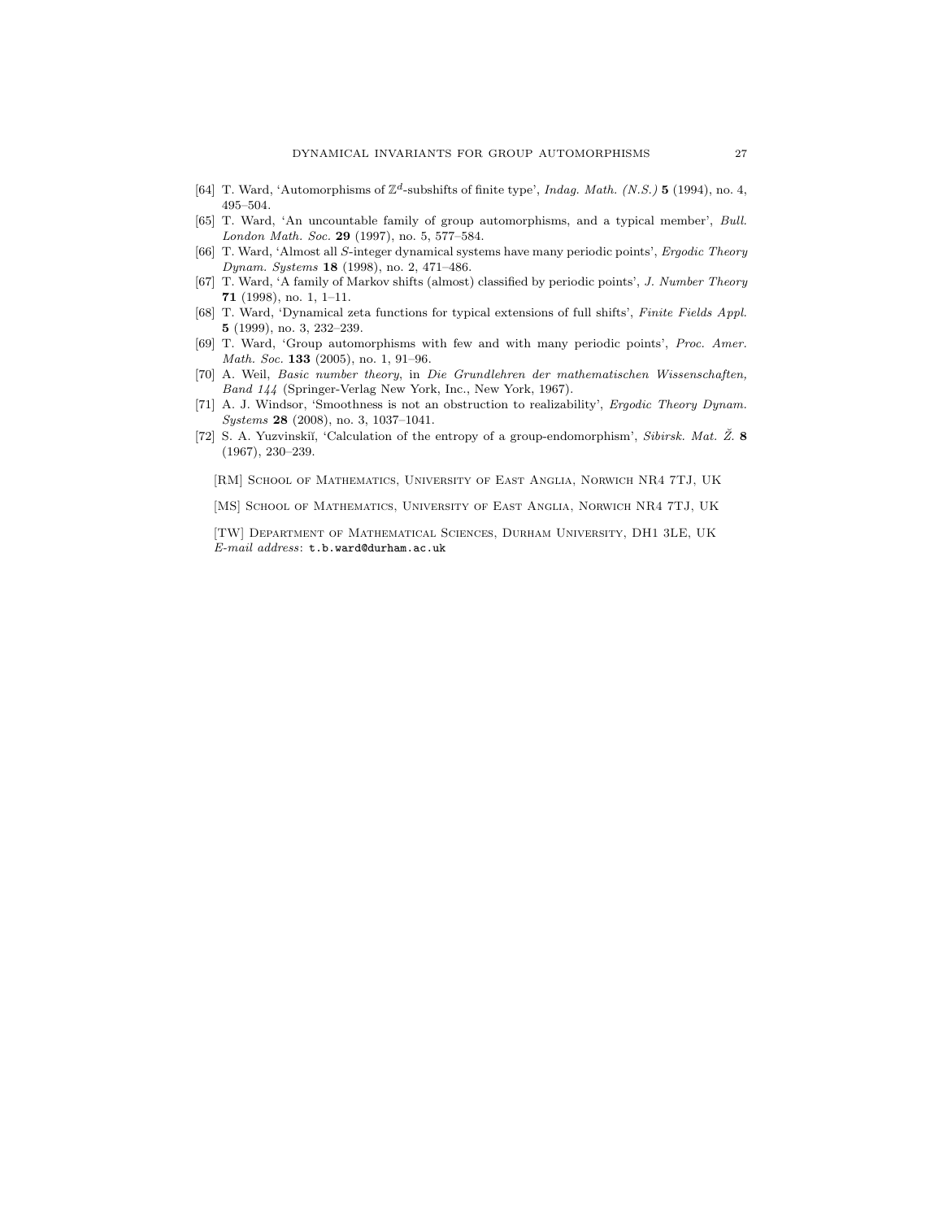[64] T. Ward, 'Automorphisms of $\mathbb{Z}^d$-subshifts of finite type', *Indag. Math. (N.S.)* **5** (1994), no. 4, 495–504.

[65] T. Ward, 'An uncountable family of group automorphisms, and a typical member', *Bull. London Math. Soc.* **29** (1997), no. 5, 577–584.

[66] T. Ward, 'Almost all $S$-integer dynamical systems have many periodic points', *Ergodic Theory Dynam. Systems* **18** (1998), no. 2, 471–486.

[67] T. Ward, 'A family of Markov shifts (almost) classified by periodic points', *J. Number Theory* **71** (1998), no. 1, 1–11.

[68] T. Ward, 'Dynamical zeta functions for typical extensions of full shifts', *Finite Fields Appl.* **5** (1999), no. 3, 232–239.

[69] T. Ward, 'Group automorphisms with few and with many periodic points', *Proc. Amer. Math. Soc.* **133** (2005), no. 1, 91–96.

[70] A. Weil, *Basic number theory*, in *Die Grundlehren der mathematischen Wissenschaften, Band 144* (Springer-Verlag New York, Inc., New York, 1967).

[71] A. J. Windsor, 'Smoothness is not an obstruction to realizability', *Ergodic Theory Dynam. Systems* **28** (2008), no. 3, 1037–1041.

[72] S. A. Yuzvinskiĭ, 'Calculation of the entropy of a group-endomorphism', *Sibirsk. Mat. Ž.* **8** (1967), 230–239.

[RM] School of Mathematics, University of East Anglia, Norwich NR4 7TJ, UK

[MS] School of Mathematics, University of East Anglia, Norwich NR4 7TJ, UK

[TW] Department of Mathematical Sciences, Durham University, DH1 3LE, UK
*E-mail address*: t.b.ward@durham.ac.uk